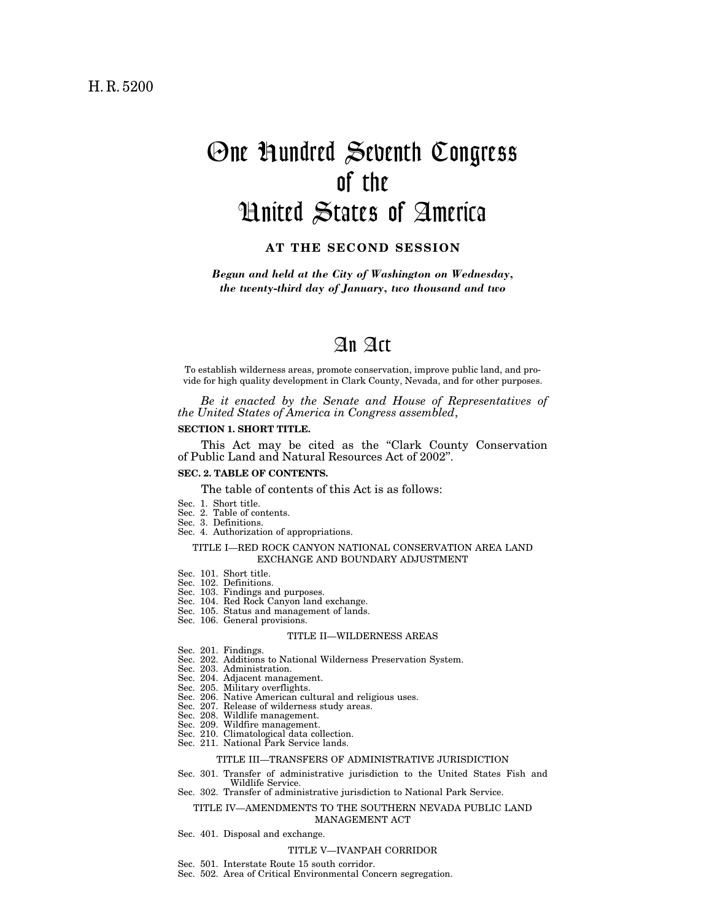H. R. 5200

# One Hundred Seventh Congress of the United States of America

**AT THE SECOND SESSION**

***Begun and held at the City of Washington on Wednesday, the twenty-third day of January, two thousand and two***

# An Act

To establish wilderness areas, promote conservation, improve public land, and provide for high quality development in Clark County, Nevada, and for other purposes.

*Be it enacted by the Senate and House of Representatives of the United States of America in Congress assembled*,

**SECTION 1. SHORT TITLE.**

This Act may be cited as the "Clark County Conservation of Public Land and Natural Resources Act of 2002".

**SEC. 2. TABLE OF CONTENTS.**

The table of contents of this Act is as follows:

Sec. 1. Short title.
Sec. 2. Table of contents.
Sec. 3. Definitions.
Sec. 4. Authorization of appropriations.

TITLE I—RED ROCK CANYON NATIONAL CONSERVATION AREA LAND EXCHANGE AND BOUNDARY ADJUSTMENT

Sec. 101. Short title.
Sec. 102. Definitions.
Sec. 103. Findings and purposes.
Sec. 104. Red Rock Canyon land exchange.
Sec. 105. Status and management of lands.
Sec. 106. General provisions.

TITLE II—WILDERNESS AREAS

Sec. 201. Findings.
Sec. 202. Additions to National Wilderness Preservation System.
Sec. 203. Administration.
Sec. 204. Adjacent management.
Sec. 205. Military overflights.
Sec. 206. Native American cultural and religious uses.
Sec. 207. Release of wilderness study areas.
Sec. 208. Wildlife management.
Sec. 209. Wildfire management.
Sec. 210. Climatological data collection.
Sec. 211. National Park Service lands.

TITLE III—TRANSFERS OF ADMINISTRATIVE JURISDICTION

Sec. 301. Transfer of administrative jurisdiction to the United States Fish and Wildlife Service.
Sec. 302. Transfer of administrative jurisdiction to National Park Service.

TITLE IV—AMENDMENTS TO THE SOUTHERN NEVADA PUBLIC LAND MANAGEMENT ACT

Sec. 401. Disposal and exchange.

TITLE V—IVANPAH CORRIDOR

Sec. 501. Interstate Route 15 south corridor.
Sec. 502. Area of Critical Environmental Concern segregation.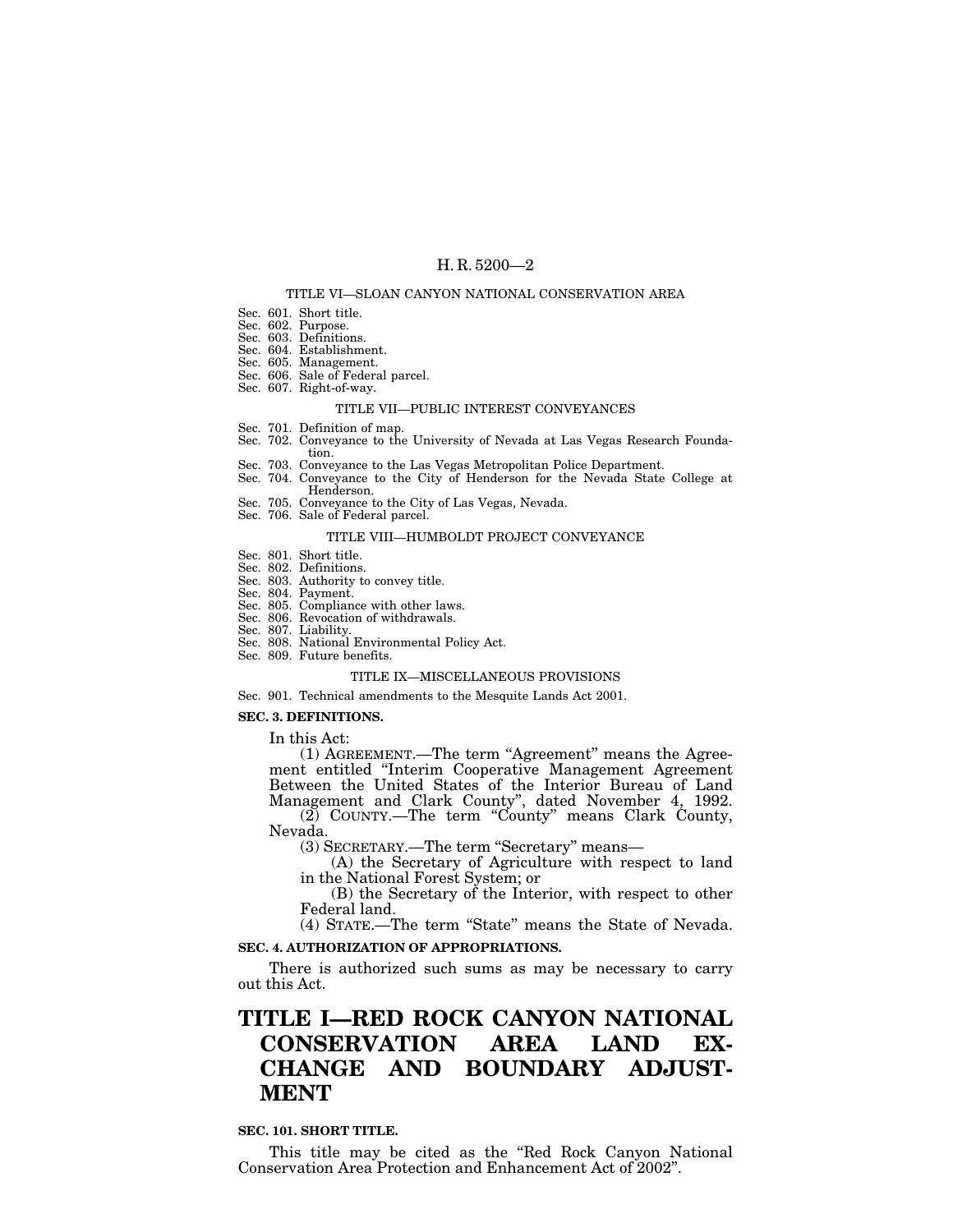TITLE VI—SLOAN CANYON NATIONAL CONSERVATION AREA

Sec. 601. Short title.
Sec. 602. Purpose.
Sec. 603. Definitions.
Sec. 604. Establishment.
Sec. 605. Management.
Sec. 606. Sale of Federal parcel.
Sec. 607. Right-of-way.

TITLE VII—PUBLIC INTEREST CONVEYANCES

Sec. 701. Definition of map.
Sec. 702. Conveyance to the University of Nevada at Las Vegas Research Foundation.
Sec. 703. Conveyance to the Las Vegas Metropolitan Police Department.
Sec. 704. Conveyance to the City of Henderson for the Nevada State College at Henderson.
Sec. 705. Conveyance to the City of Las Vegas, Nevada.
Sec. 706. Sale of Federal parcel.

TITLE VIII—HUMBOLDT PROJECT CONVEYANCE

Sec. 801. Short title.
Sec. 802. Definitions.
Sec. 803. Authority to convey title.
Sec. 804. Payment.
Sec. 805. Compliance with other laws.
Sec. 806. Revocation of withdrawals.
Sec. 807. Liability.
Sec. 808. National Environmental Policy Act.
Sec. 809. Future benefits.

TITLE IX—MISCELLANEOUS PROVISIONS

Sec. 901. Technical amendments to the Mesquite Lands Act 2001.

**SEC. 3. DEFINITIONS.**

In this Act:

(1) AGREEMENT.—The term "Agreement" means the Agreement entitled "Interim Cooperative Management Agreement Between the United States of the Interior Bureau of Land Management and Clark County", dated November 4, 1992.

(2) COUNTY.—The term "County" means Clark County, Nevada.

(3) SECRETARY.—The term "Secretary" means—

(A) the Secretary of Agriculture with respect to land in the National Forest System; or

(B) the Secretary of the Interior, with respect to other Federal land.

(4) STATE.—The term "State" means the State of Nevada.

**SEC. 4. AUTHORIZATION OF APPROPRIATIONS.**

There is authorized such sums as may be necessary to carry out this Act.

# TITLE I—RED ROCK CANYON NATIONAL CONSERVATION AREA LAND EXCHANGE AND BOUNDARY ADJUSTMENT

**SEC. 101. SHORT TITLE.**

This title may be cited as the "Red Rock Canyon National Conservation Area Protection and Enhancement Act of 2002".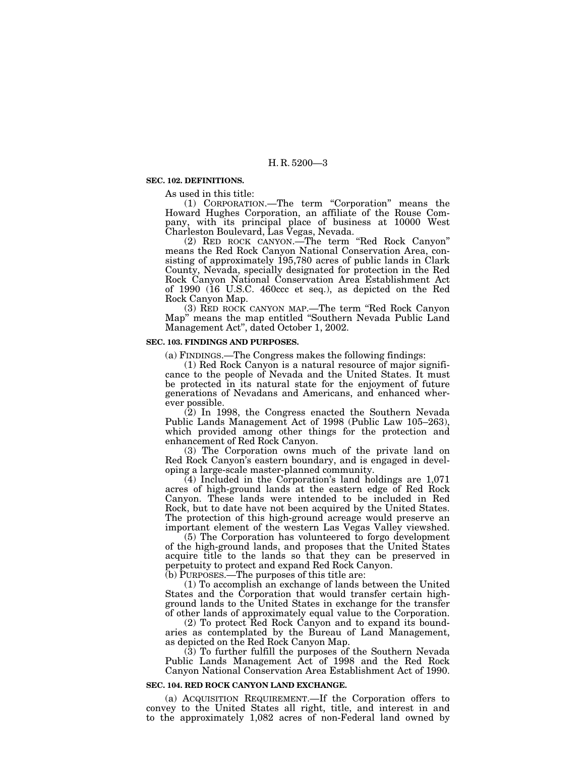### SEC. 102. DEFINITIONS.

As used in this title:

(1) CORPORATION.—The term "Corporation" means the Howard Hughes Corporation, an affiliate of the Rouse Company, with its principal place of business at 10000 West Charleston Boulevard, Las Vegas, Nevada.

(2) RED ROCK CANYON.—The term "Red Rock Canyon" means the Red Rock Canyon National Conservation Area, consisting of approximately 195,780 acres of public lands in Clark County, Nevada, specially designated for protection in the Red Rock Canyon National Conservation Area Establishment Act of 1990 (16 U.S.C. 460ccc et seq.), as depicted on the Red Rock Canyon Map.

(3) RED ROCK CANYON MAP.—The term "Red Rock Canyon Map" means the map entitled "Southern Nevada Public Land Management Act", dated October 1, 2002.

### SEC. 103. FINDINGS AND PURPOSES.

(a) FINDINGS.—The Congress makes the following findings:

(1) Red Rock Canyon is a natural resource of major significance to the people of Nevada and the United States. It must be protected in its natural state for the enjoyment of future generations of Nevadans and Americans, and enhanced wherever possible.

(2) In 1998, the Congress enacted the Southern Nevada Public Lands Management Act of 1998 (Public Law 105–263), which provided among other things for the protection and enhancement of Red Rock Canyon.

(3) The Corporation owns much of the private land on Red Rock Canyon's eastern boundary, and is engaged in developing a large-scale master-planned community.

(4) Included in the Corporation's land holdings are 1,071 acres of high-ground lands at the eastern edge of Red Rock Canyon. These lands were intended to be included in Red Rock, but to date have not been acquired by the United States. The protection of this high-ground acreage would preserve an important element of the western Las Vegas Valley viewshed.

(5) The Corporation has volunteered to forgo development of the high-ground lands, and proposes that the United States acquire title to the lands so that they can be preserved in perpetuity to protect and expand Red Rock Canyon.

(b) PURPOSES.—The purposes of this title are:

(1) To accomplish an exchange of lands between the United States and the Corporation that would transfer certain high-ground lands to the United States in exchange for the transfer of other lands of approximately equal value to the Corporation.

(2) To protect Red Rock Canyon and to expand its boundaries as contemplated by the Bureau of Land Management, as depicted on the Red Rock Canyon Map.

(3) To further fulfill the purposes of the Southern Nevada Public Lands Management Act of 1998 and the Red Rock Canyon National Conservation Area Establishment Act of 1990.

### SEC. 104. RED ROCK CANYON LAND EXCHANGE.

(a) ACQUISITION REQUIREMENT.—If the Corporation offers to convey to the United States all right, title, and interest in and to the approximately 1,082 acres of non-Federal land owned by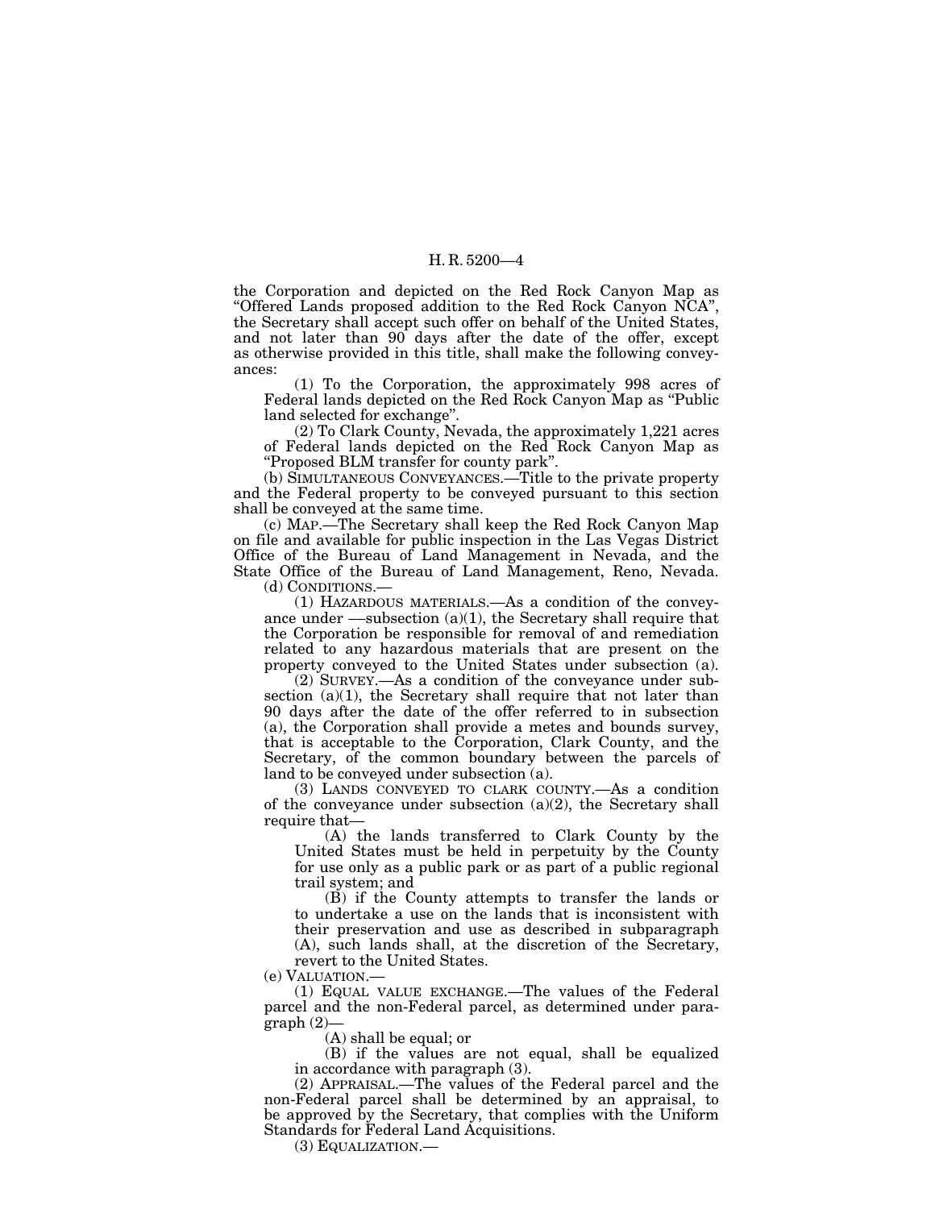the Corporation and depicted on the Red Rock Canyon Map as "Offered Lands proposed addition to the Red Rock Canyon NCA", the Secretary shall accept such offer on behalf of the United States, and not later than 90 days after the date of the offer, except as otherwise provided in this title, shall make the following conveyances:

(1) To the Corporation, the approximately 998 acres of Federal lands depicted on the Red Rock Canyon Map as "Public land selected for exchange".

(2) To Clark County, Nevada, the approximately 1,221 acres of Federal lands depicted on the Red Rock Canyon Map as "Proposed BLM transfer for county park".

(b) SIMULTANEOUS CONVEYANCES.—Title to the private property and the Federal property to be conveyed pursuant to this section shall be conveyed at the same time.

(c) MAP.—The Secretary shall keep the Red Rock Canyon Map on file and available for public inspection in the Las Vegas District Office of the Bureau of Land Management in Nevada, and the State Office of the Bureau of Land Management, Reno, Nevada.

(d) CONDITIONS.—

(1) HAZARDOUS MATERIALS.—As a condition of the conveyance under —subsection (a)(1), the Secretary shall require that the Corporation be responsible for removal of and remediation related to any hazardous materials that are present on the property conveyed to the United States under subsection (a).

(2) SURVEY.—As a condition of the conveyance under subsection (a)(1), the Secretary shall require that not later than 90 days after the date of the offer referred to in subsection (a), the Corporation shall provide a metes and bounds survey, that is acceptable to the Corporation, Clark County, and the Secretary, of the common boundary between the parcels of land to be conveyed under subsection (a).

(3) LANDS CONVEYED TO CLARK COUNTY.—As a condition of the conveyance under subsection (a)(2), the Secretary shall require that—

(A) the lands transferred to Clark County by the United States must be held in perpetuity by the County for use only as a public park or as part of a public regional trail system; and

(B) if the County attempts to transfer the lands or to undertake a use on the lands that is inconsistent with their preservation and use as described in subparagraph (A), such lands shall, at the discretion of the Secretary, revert to the United States.

(e) VALUATION.—

(1) EQUAL VALUE EXCHANGE.—The values of the Federal parcel and the non-Federal parcel, as determined under paragraph (2)—

(A) shall be equal; or

(B) if the values are not equal, shall be equalized in accordance with paragraph (3).

(2) APPRAISAL.—The values of the Federal parcel and the non-Federal parcel shall be determined by an appraisal, to be approved by the Secretary, that complies with the Uniform Standards for Federal Land Acquisitions.

(3) EQUALIZATION.—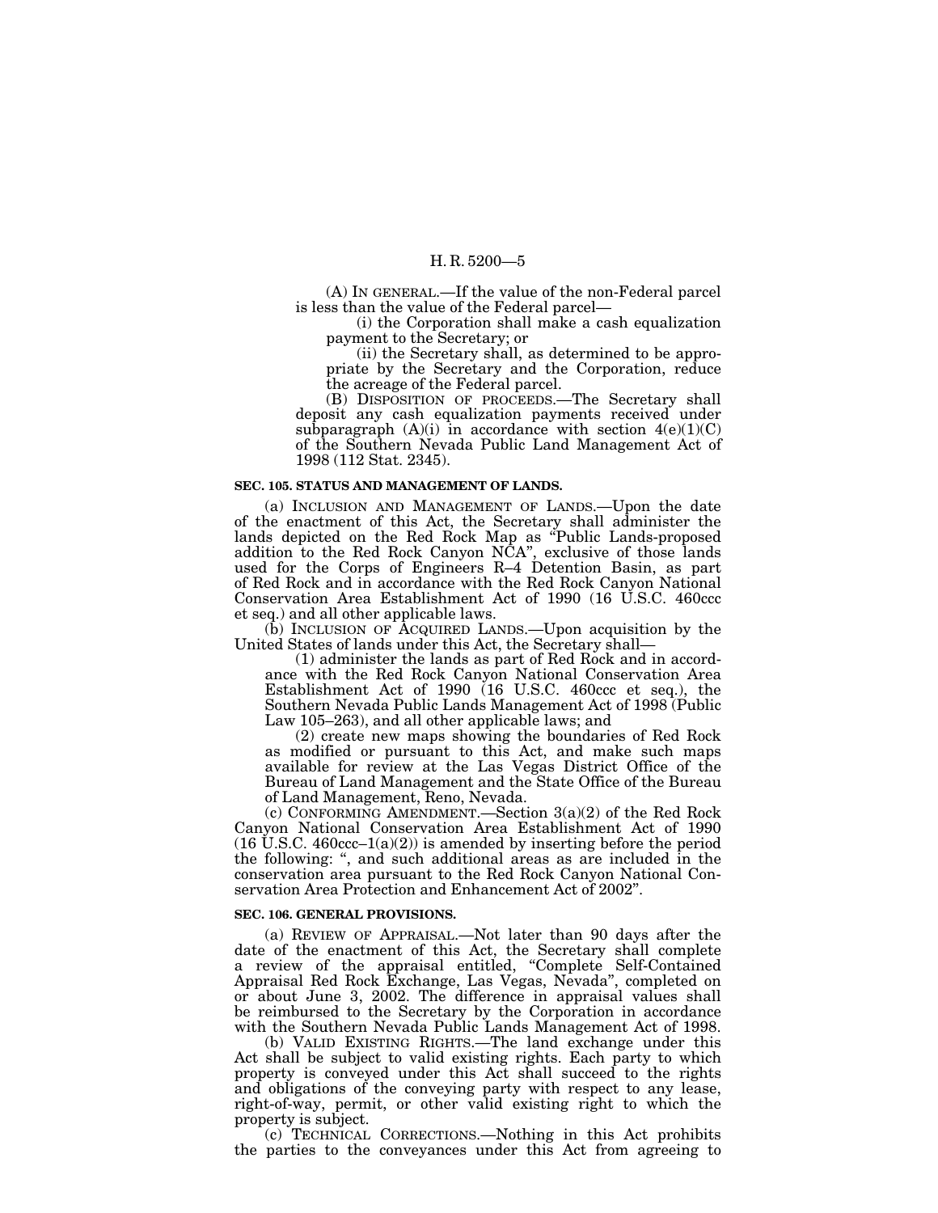(A) IN GENERAL.—If the value of the non-Federal parcel is less than the value of the Federal parcel—

(i) the Corporation shall make a cash equalization payment to the Secretary; or

(ii) the Secretary shall, as determined to be appropriate by the Secretary and the Corporation, reduce the acreage of the Federal parcel.

(B) DISPOSITION OF PROCEEDS.—The Secretary shall deposit any cash equalization payments received under subparagraph (A)(i) in accordance with section 4(e)(1)(C) of the Southern Nevada Public Land Management Act of 1998 (112 Stat. 2345).

### SEC. 105. STATUS AND MANAGEMENT OF LANDS.

(a) INCLUSION AND MANAGEMENT OF LANDS.—Upon the date of the enactment of this Act, the Secretary shall administer the lands depicted on the Red Rock Map as "Public Lands-proposed addition to the Red Rock Canyon NCA", exclusive of those lands used for the Corps of Engineers R–4 Detention Basin, as part of Red Rock and in accordance with the Red Rock Canyon National Conservation Area Establishment Act of 1990 (16 U.S.C. 460ccc et seq.) and all other applicable laws.

(b) INCLUSION OF ACQUIRED LANDS.—Upon acquisition by the United States of lands under this Act, the Secretary shall—

(1) administer the lands as part of Red Rock and in accordance with the Red Rock Canyon National Conservation Area Establishment Act of 1990 (16 U.S.C. 460ccc et seq.), the Southern Nevada Public Lands Management Act of 1998 (Public Law 105–263), and all other applicable laws; and

(2) create new maps showing the boundaries of Red Rock as modified or pursuant to this Act, and make such maps available for review at the Las Vegas District Office of the Bureau of Land Management and the State Office of the Bureau of Land Management, Reno, Nevada.

(c) CONFORMING AMENDMENT.—Section 3(a)(2) of the Red Rock Canyon National Conservation Area Establishment Act of 1990 (16 U.S.C. 460ccc–1(a)(2)) is amended by inserting before the period the following: ", and such additional areas as are included in the conservation area pursuant to the Red Rock Canyon National Conservation Area Protection and Enhancement Act of 2002".

### SEC. 106. GENERAL PROVISIONS.

(a) REVIEW OF APPRAISAL.—Not later than 90 days after the date of the enactment of this Act, the Secretary shall complete a review of the appraisal entitled, "Complete Self-Contained Appraisal Red Rock Exchange, Las Vegas, Nevada", completed on or about June 3, 2002. The difference in appraisal values shall be reimbursed to the Secretary by the Corporation in accordance with the Southern Nevada Public Lands Management Act of 1998.

(b) VALID EXISTING RIGHTS.—The land exchange under this Act shall be subject to valid existing rights. Each party to which property is conveyed under this Act shall succeed to the rights and obligations of the conveying party with respect to any lease, right-of-way, permit, or other valid existing right to which the property is subject.

(c) TECHNICAL CORRECTIONS.—Nothing in this Act prohibits the parties to the conveyances under this Act from agreeing to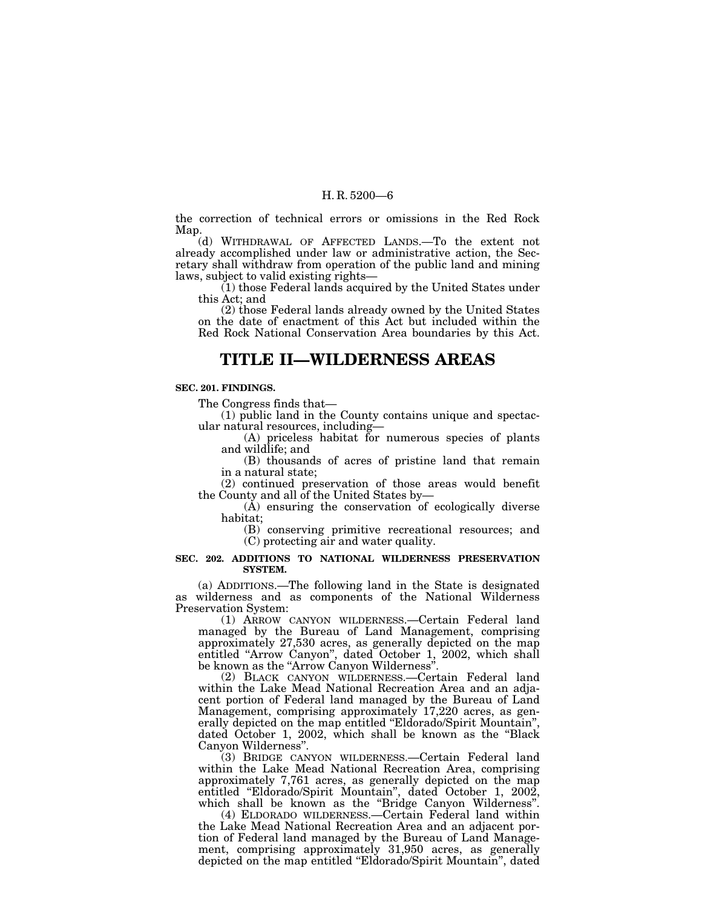the correction of technical errors or omissions in the Red Rock Map.

(d) WITHDRAWAL OF AFFECTED LANDS.—To the extent not already accomplished under law or administrative action, the Secretary shall withdraw from operation of the public land and mining laws, subject to valid existing rights—

(1) those Federal lands acquired by the United States under this Act; and

(2) those Federal lands already owned by the United States on the date of enactment of this Act but included within the Red Rock National Conservation Area boundaries by this Act.

# TITLE II—WILDERNESS AREAS

**SEC. 201. FINDINGS.**

The Congress finds that—

(1) public land in the County contains unique and spectacular natural resources, including—

(A) priceless habitat for numerous species of plants and wildlife; and

(B) thousands of acres of pristine land that remain in a natural state;

(2) continued preservation of those areas would benefit the County and all of the United States by—

(A) ensuring the conservation of ecologically diverse habitat;

(B) conserving primitive recreational resources; and

(C) protecting air and water quality.

**SEC. 202. ADDITIONS TO NATIONAL WILDERNESS PRESERVATION SYSTEM.**

(a) ADDITIONS.—The following land in the State is designated as wilderness and as components of the National Wilderness Preservation System:

(1) ARROW CANYON WILDERNESS.—Certain Federal land managed by the Bureau of Land Management, comprising approximately 27,530 acres, as generally depicted on the map entitled "Arrow Canyon", dated October 1, 2002, which shall be known as the "Arrow Canyon Wilderness".

(2) BLACK CANYON WILDERNESS.—Certain Federal land within the Lake Mead National Recreation Area and an adjacent portion of Federal land managed by the Bureau of Land Management, comprising approximately 17,220 acres, as generally depicted on the map entitled "Eldorado/Spirit Mountain", dated October 1, 2002, which shall be known as the "Black Canyon Wilderness".

(3) BRIDGE CANYON WILDERNESS.—Certain Federal land within the Lake Mead National Recreation Area, comprising approximately 7,761 acres, as generally depicted on the map entitled "Eldorado/Spirit Mountain", dated October 1, 2002, which shall be known as the "Bridge Canyon Wilderness".

(4) ELDORADO WILDERNESS.—Certain Federal land within the Lake Mead National Recreation Area and an adjacent portion of Federal land managed by the Bureau of Land Management, comprising approximately 31,950 acres, as generally depicted on the map entitled "Eldorado/Spirit Mountain", dated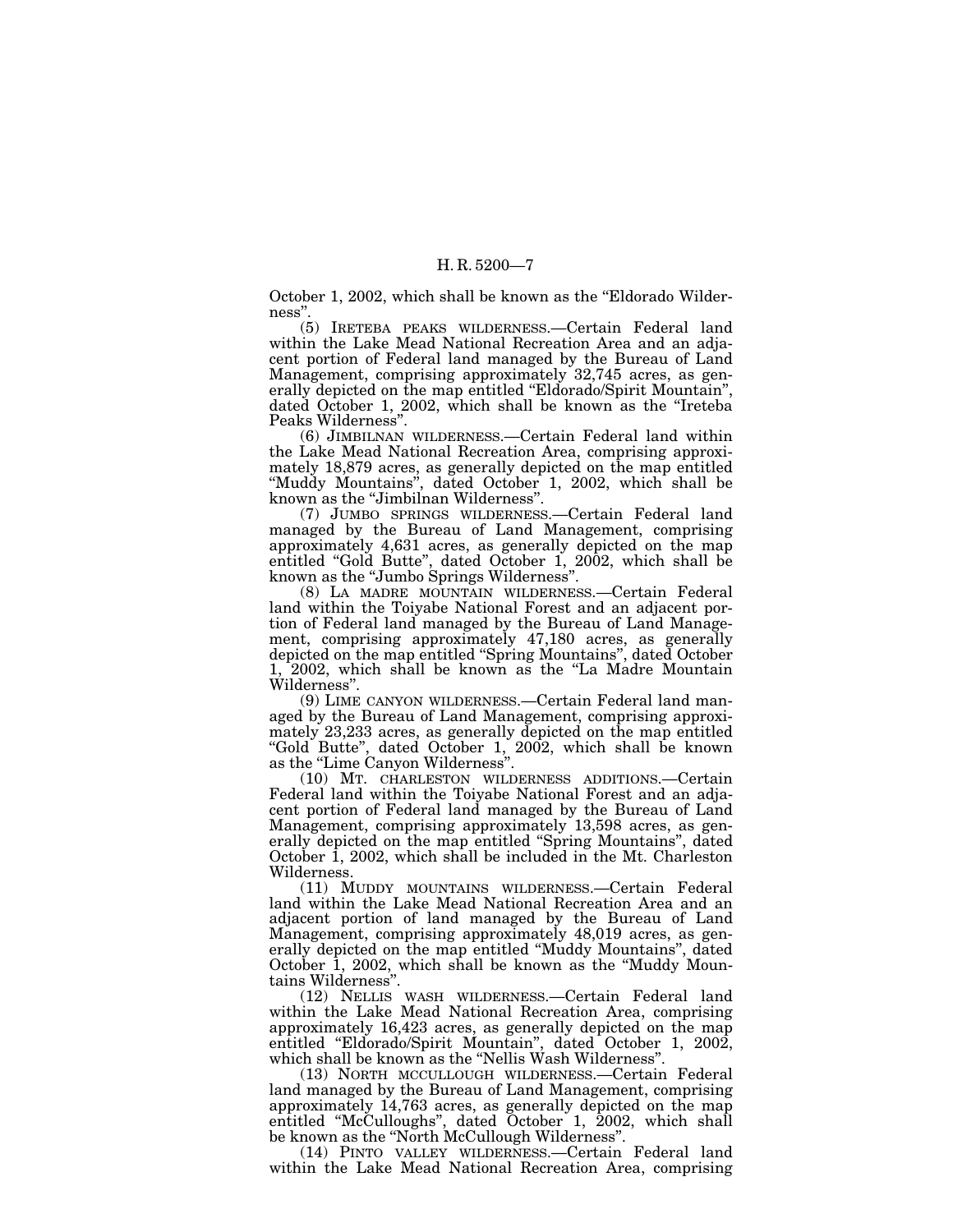October 1, 2002, which shall be known as the "Eldorado Wilderness".

(5) IRETEBA PEAKS WILDERNESS.—Certain Federal land within the Lake Mead National Recreation Area and an adjacent portion of Federal land managed by the Bureau of Land Management, comprising approximately 32,745 acres, as generally depicted on the map entitled "Eldorado/Spirit Mountain", dated October 1, 2002, which shall be known as the "Ireteba Peaks Wilderness".

(6) JIMBILNAN WILDERNESS.—Certain Federal land within the Lake Mead National Recreation Area, comprising approximately 18,879 acres, as generally depicted on the map entitled "Muddy Mountains", dated October 1, 2002, which shall be known as the "Jimbilnan Wilderness".

(7) JUMBO SPRINGS WILDERNESS.—Certain Federal land managed by the Bureau of Land Management, comprising approximately 4,631 acres, as generally depicted on the map entitled "Gold Butte", dated October 1, 2002, which shall be known as the "Jumbo Springs Wilderness".

(8) LA MADRE MOUNTAIN WILDERNESS.—Certain Federal land within the Toiyabe National Forest and an adjacent portion of Federal land managed by the Bureau of Land Management, comprising approximately 47,180 acres, as generally depicted on the map entitled "Spring Mountains", dated October 1, 2002, which shall be known as the "La Madre Mountain Wilderness".

(9) LIME CANYON WILDERNESS.—Certain Federal land managed by the Bureau of Land Management, comprising approximately 23,233 acres, as generally depicted on the map entitled "Gold Butte", dated October 1, 2002, which shall be known as the "Lime Canyon Wilderness".

(10) MT. CHARLESTON WILDERNESS ADDITIONS.—Certain Federal land within the Toiyabe National Forest and an adjacent portion of Federal land managed by the Bureau of Land Management, comprising approximately 13,598 acres, as generally depicted on the map entitled "Spring Mountains", dated October 1, 2002, which shall be included in the Mt. Charleston Wilderness.

(11) MUDDY MOUNTAINS WILDERNESS.—Certain Federal land within the Lake Mead National Recreation Area and an adjacent portion of land managed by the Bureau of Land Management, comprising approximately 48,019 acres, as generally depicted on the map entitled "Muddy Mountains", dated October 1, 2002, which shall be known as the "Muddy Mountains Wilderness".

(12) NELLIS WASH WILDERNESS.—Certain Federal land within the Lake Mead National Recreation Area, comprising approximately 16,423 acres, as generally depicted on the map entitled "Eldorado/Spirit Mountain", dated October 1, 2002, which shall be known as the "Nellis Wash Wilderness".

(13) NORTH MCCULLOUGH WILDERNESS.—Certain Federal land managed by the Bureau of Land Management, comprising approximately 14,763 acres, as generally depicted on the map entitled "McCulloughs", dated October 1, 2002, which shall be known as the "North McCullough Wilderness".

(14) PINTO VALLEY WILDERNESS.—Certain Federal land within the Lake Mead National Recreation Area, comprising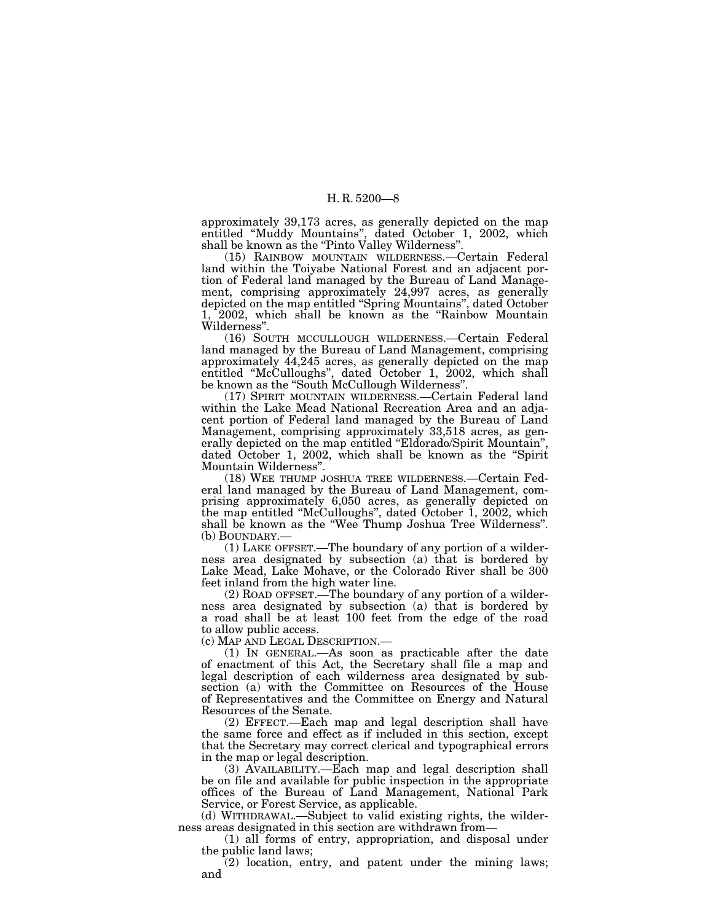approximately 39,173 acres, as generally depicted on the map entitled "Muddy Mountains", dated October 1, 2002, which shall be known as the "Pinto Valley Wilderness".

(15) RAINBOW MOUNTAIN WILDERNESS.—Certain Federal land within the Toiyabe National Forest and an adjacent portion of Federal land managed by the Bureau of Land Management, comprising approximately 24,997 acres, as generally depicted on the map entitled "Spring Mountains", dated October 1, 2002, which shall be known as the "Rainbow Mountain Wilderness".

(16) SOUTH MCCULLOUGH WILDERNESS.—Certain Federal land managed by the Bureau of Land Management, comprising approximately 44,245 acres, as generally depicted on the map entitled "McCulloughs", dated October 1, 2002, which shall be known as the "South McCullough Wilderness".

(17) SPIRIT MOUNTAIN WILDERNESS.—Certain Federal land within the Lake Mead National Recreation Area and an adjacent portion of Federal land managed by the Bureau of Land Management, comprising approximately 33,518 acres, as generally depicted on the map entitled "Eldorado/Spirit Mountain", dated October 1, 2002, which shall be known as the "Spirit Mountain Wilderness".

(18) WEE THUMP JOSHUA TREE WILDERNESS.—Certain Federal land managed by the Bureau of Land Management, comprising approximately 6,050 acres, as generally depicted on the map entitled "McCulloughs", dated October 1, 2002, which shall be known as the "Wee Thump Joshua Tree Wilderness".

(b) BOUNDARY.—

(1) LAKE OFFSET.—The boundary of any portion of a wilderness area designated by subsection (a) that is bordered by Lake Mead, Lake Mohave, or the Colorado River shall be 300 feet inland from the high water line.

(2) ROAD OFFSET.—The boundary of any portion of a wilderness area designated by subsection (a) that is bordered by a road shall be at least 100 feet from the edge of the road to allow public access.

(c) MAP AND LEGAL DESCRIPTION.—

(1) IN GENERAL.—As soon as practicable after the date of enactment of this Act, the Secretary shall file a map and legal description of each wilderness area designated by subsection (a) with the Committee on Resources of the House of Representatives and the Committee on Energy and Natural Resources of the Senate.

(2) EFFECT.—Each map and legal description shall have the same force and effect as if included in this section, except that the Secretary may correct clerical and typographical errors in the map or legal description.

(3) AVAILABILITY.—Each map and legal description shall be on file and available for public inspection in the appropriate offices of the Bureau of Land Management, National Park Service, or Forest Service, as applicable.

(d) WITHDRAWAL.—Subject to valid existing rights, the wilderness areas designated in this section are withdrawn from—

(1) all forms of entry, appropriation, and disposal under the public land laws;

(2) location, entry, and patent under the mining laws; and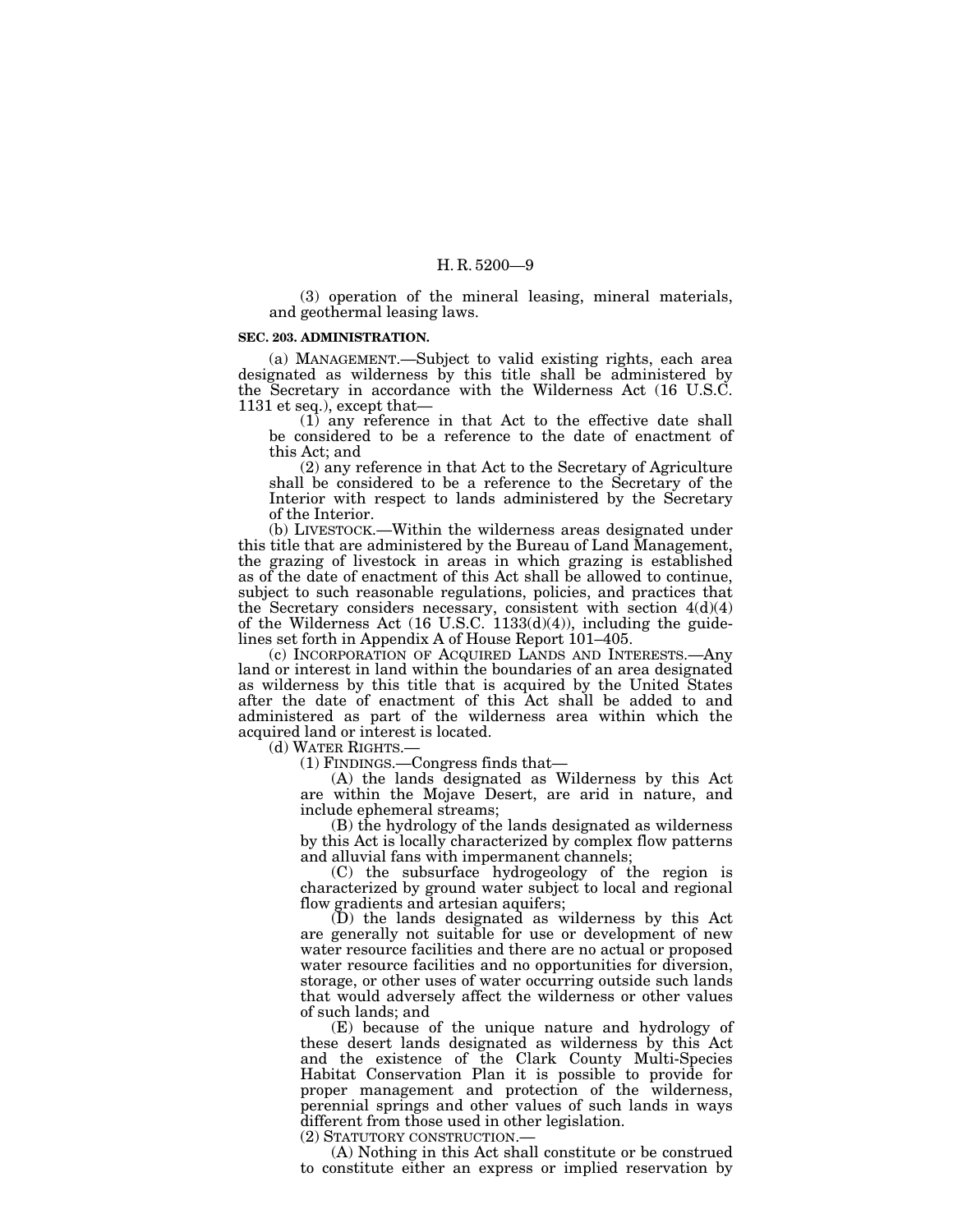(3) operation of the mineral leasing, mineral materials, and geothermal leasing laws.

**SEC. 203. ADMINISTRATION.**

(a) MANAGEMENT.—Subject to valid existing rights, each area designated as wilderness by this title shall be administered by the Secretary in accordance with the Wilderness Act (16 U.S.C. 1131 et seq.), except that—

(1) any reference in that Act to the effective date shall be considered to be a reference to the date of enactment of this Act; and

(2) any reference in that Act to the Secretary of Agriculture shall be considered to be a reference to the Secretary of the Interior with respect to lands administered by the Secretary of the Interior.

(b) LIVESTOCK.—Within the wilderness areas designated under this title that are administered by the Bureau of Land Management, the grazing of livestock in areas in which grazing is established as of the date of enactment of this Act shall be allowed to continue, subject to such reasonable regulations, policies, and practices that the Secretary considers necessary, consistent with section 4(d)(4) of the Wilderness Act (16 U.S.C. 1133(d)(4)), including the guidelines set forth in Appendix A of House Report 101–405.

(c) INCORPORATION OF ACQUIRED LANDS AND INTERESTS.—Any land or interest in land within the boundaries of an area designated as wilderness by this title that is acquired by the United States after the date of enactment of this Act shall be added to and administered as part of the wilderness area within which the acquired land or interest is located.

(d) WATER RIGHTS.—

(1) FINDINGS.—Congress finds that—

(A) the lands designated as Wilderness by this Act are within the Mojave Desert, are arid in nature, and include ephemeral streams;

(B) the hydrology of the lands designated as wilderness by this Act is locally characterized by complex flow patterns and alluvial fans with impermanent channels;

(C) the subsurface hydrogeology of the region is characterized by ground water subject to local and regional flow gradients and artesian aquifers;

(D) the lands designated as wilderness by this Act are generally not suitable for use or development of new water resource facilities and there are no actual or proposed water resource facilities and no opportunities for diversion, storage, or other uses of water occurring outside such lands that would adversely affect the wilderness or other values of such lands; and

(E) because of the unique nature and hydrology of these desert lands designated as wilderness by this Act and the existence of the Clark County Multi-Species Habitat Conservation Plan it is possible to provide for proper management and protection of the wilderness, perennial springs and other values of such lands in ways different from those used in other legislation.

(2) STATUTORY CONSTRUCTION.—

(A) Nothing in this Act shall constitute or be construed to constitute either an express or implied reservation by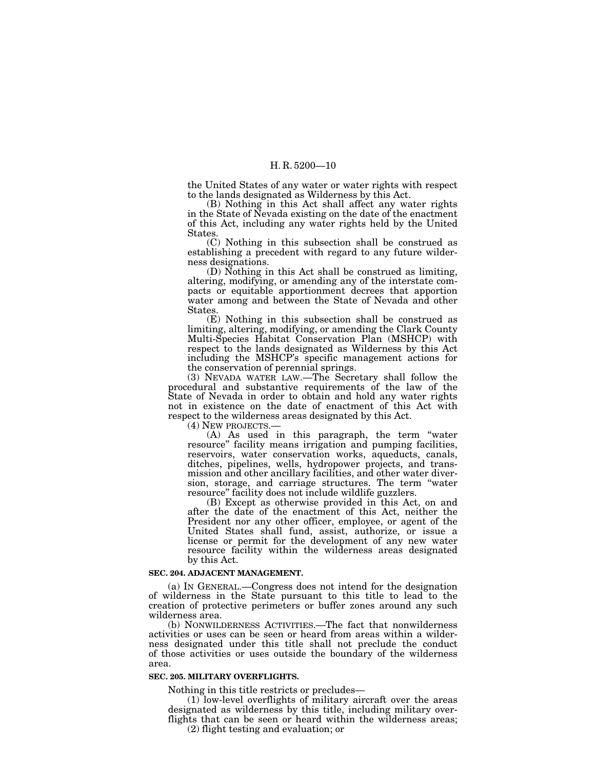the United States of any water or water rights with respect to the lands designated as Wilderness by this Act.

(B) Nothing in this Act shall affect any water rights in the State of Nevada existing on the date of the enactment of this Act, including any water rights held by the United States.

(C) Nothing in this subsection shall be construed as establishing a precedent with regard to any future wilderness designations.

(D) Nothing in this Act shall be construed as limiting, altering, modifying, or amending any of the interstate compacts or equitable apportionment decrees that apportion water among and between the State of Nevada and other States.

(E) Nothing in this subsection shall be construed as limiting, altering, modifying, or amending the Clark County Multi-Species Habitat Conservation Plan (MSHCP) with respect to the lands designated as Wilderness by this Act including the MSHCP's specific management actions for the conservation of perennial springs.

(3) NEVADA WATER LAW.—The Secretary shall follow the procedural and substantive requirements of the law of the State of Nevada in order to obtain and hold any water rights not in existence on the date of enactment of this Act with respect to the wilderness areas designated by this Act.

(4) NEW PROJECTS.—

(A) As used in this paragraph, the term "water resource" facility means irrigation and pumping facilities, reservoirs, water conservation works, aqueducts, canals, ditches, pipelines, wells, hydropower projects, and transmission and other ancillary facilities, and other water diversion, storage, and carriage structures. The term "water resource" facility does not include wildlife guzzlers.

(B) Except as otherwise provided in this Act, on and after the date of the enactment of this Act, neither the President nor any other officer, employee, or agent of the United States shall fund, assist, authorize, or issue a license or permit for the development of any new water resource facility within the wilderness areas designated by this Act.

**SEC. 204. ADJACENT MANAGEMENT.**

(a) IN GENERAL.—Congress does not intend for the designation of wilderness in the State pursuant to this title to lead to the creation of protective perimeters or buffer zones around any such wilderness area.

(b) NONWILDERNESS ACTIVITIES.—The fact that nonwilderness activities or uses can be seen or heard from areas within a wilderness designated under this title shall not preclude the conduct of those activities or uses outside the boundary of the wilderness area.

**SEC. 205. MILITARY OVERFLIGHTS.**

Nothing in this title restricts or precludes—

(1) low-level overflights of military aircraft over the areas designated as wilderness by this title, including military overflights that can be seen or heard within the wilderness areas;

(2) flight testing and evaluation; or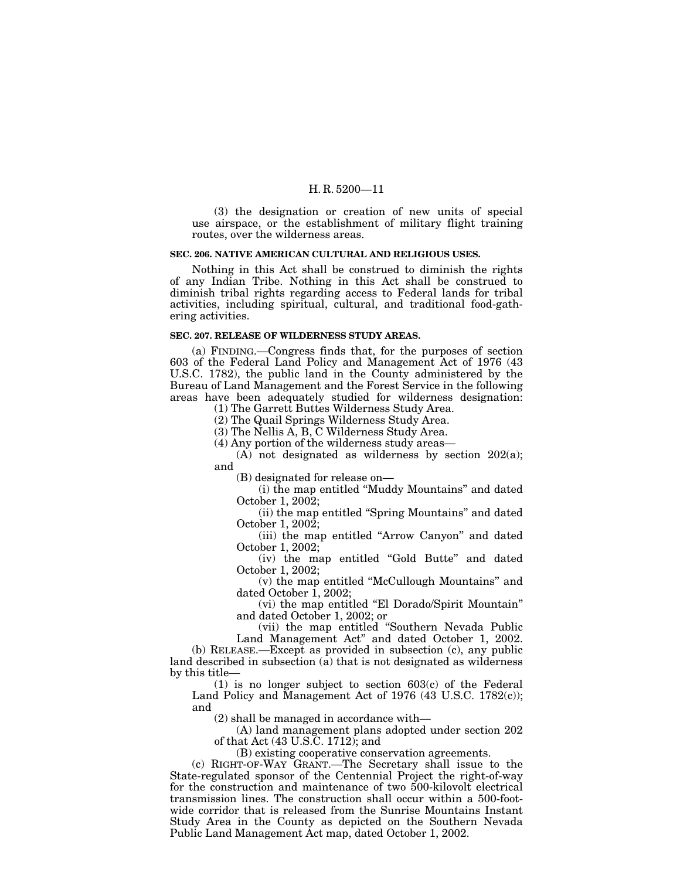(3) the designation or creation of new units of special use airspace, or the establishment of military flight training routes, over the wilderness areas.

**SEC. 206. NATIVE AMERICAN CULTURAL AND RELIGIOUS USES.**

Nothing in this Act shall be construed to diminish the rights of any Indian Tribe. Nothing in this Act shall be construed to diminish tribal rights regarding access to Federal lands for tribal activities, including spiritual, cultural, and traditional food-gathering activities.

**SEC. 207. RELEASE OF WILDERNESS STUDY AREAS.**

(a) FINDING.—Congress finds that, for the purposes of section 603 of the Federal Land Policy and Management Act of 1976 (43 U.S.C. 1782), the public land in the County administered by the Bureau of Land Management and the Forest Service in the following areas have been adequately studied for wilderness designation:

(1) The Garrett Buttes Wilderness Study Area.

(2) The Quail Springs Wilderness Study Area.

(3) The Nellis A, B, C Wilderness Study Area.

(4) Any portion of the wilderness study areas—

(A) not designated as wilderness by section 202(a); and

(B) designated for release on—

(i) the map entitled "Muddy Mountains" and dated October 1, 2002;

(ii) the map entitled "Spring Mountains" and dated October 1, 2002;

(iii) the map entitled "Arrow Canyon" and dated October 1, 2002;

(iv) the map entitled "Gold Butte" and dated October 1, 2002;

(v) the map entitled "McCullough Mountains" and dated October 1, 2002;

(vi) the map entitled "El Dorado/Spirit Mountain" and dated October 1, 2002; or

(vii) the map entitled "Southern Nevada Public Land Management Act" and dated October 1, 2002.

(b) RELEASE.—Except as provided in subsection (c), any public land described in subsection (a) that is not designated as wilderness by this title—

(1) is no longer subject to section 603(c) of the Federal Land Policy and Management Act of 1976 (43 U.S.C. 1782(c)); and

(2) shall be managed in accordance with—

(A) land management plans adopted under section 202 of that Act (43 U.S.C. 1712); and

(B) existing cooperative conservation agreements.

(c) RIGHT-OF-WAY GRANT.—The Secretary shall issue to the State-regulated sponsor of the Centennial Project the right-of-way for the construction and maintenance of two 500-kilovolt electrical transmission lines. The construction shall occur within a 500-foot-wide corridor that is released from the Sunrise Mountains Instant Study Area in the County as depicted on the Southern Nevada Public Land Management Act map, dated October 1, 2002.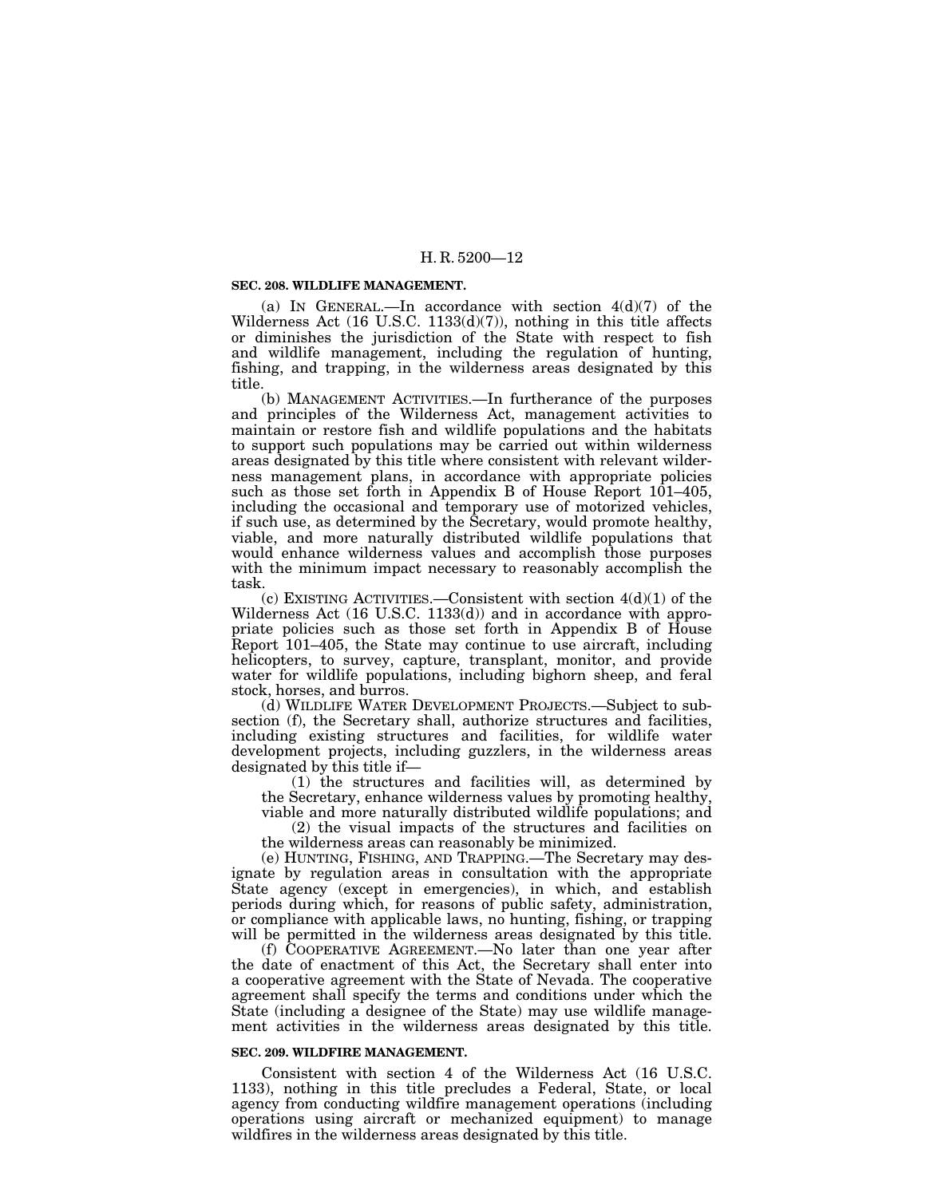**SEC. 208. WILDLIFE MANAGEMENT.**

(a) IN GENERAL.—In accordance with section 4(d)(7) of the Wilderness Act (16 U.S.C. 1133(d)(7)), nothing in this title affects or diminishes the jurisdiction of the State with respect to fish and wildlife management, including the regulation of hunting, fishing, and trapping, in the wilderness areas designated by this title.

(b) MANAGEMENT ACTIVITIES.—In furtherance of the purposes and principles of the Wilderness Act, management activities to maintain or restore fish and wildlife populations and the habitats to support such populations may be carried out within wilderness areas designated by this title where consistent with relevant wilderness management plans, in accordance with appropriate policies such as those set forth in Appendix B of House Report 101–405, including the occasional and temporary use of motorized vehicles, if such use, as determined by the Secretary, would promote healthy, viable, and more naturally distributed wildlife populations that would enhance wilderness values and accomplish those purposes with the minimum impact necessary to reasonably accomplish the task.

(c) EXISTING ACTIVITIES.—Consistent with section 4(d)(1) of the Wilderness Act (16 U.S.C. 1133(d)) and in accordance with appropriate policies such as those set forth in Appendix B of House Report 101–405, the State may continue to use aircraft, including helicopters, to survey, capture, transplant, monitor, and provide water for wildlife populations, including bighorn sheep, and feral stock, horses, and burros.

(d) WILDLIFE WATER DEVELOPMENT PROJECTS.—Subject to subsection (f), the Secretary shall, authorize structures and facilities, including existing structures and facilities, for wildlife water development projects, including guzzlers, in the wilderness areas designated by this title if—

(1) the structures and facilities will, as determined by the Secretary, enhance wilderness values by promoting healthy, viable and more naturally distributed wildlife populations; and

(2) the visual impacts of the structures and facilities on the wilderness areas can reasonably be minimized.

(e) HUNTING, FISHING, AND TRAPPING.—The Secretary may designate by regulation areas in consultation with the appropriate State agency (except in emergencies), in which, and establish periods during which, for reasons of public safety, administration, or compliance with applicable laws, no hunting, fishing, or trapping will be permitted in the wilderness areas designated by this title.

(f) COOPERATIVE AGREEMENT.—No later than one year after the date of enactment of this Act, the Secretary shall enter into a cooperative agreement with the State of Nevada. The cooperative agreement shall specify the terms and conditions under which the State (including a designee of the State) may use wildlife management activities in the wilderness areas designated by this title.

**SEC. 209. WILDFIRE MANAGEMENT.**

Consistent with section 4 of the Wilderness Act (16 U.S.C. 1133), nothing in this title precludes a Federal, State, or local agency from conducting wildfire management operations (including operations using aircraft or mechanized equipment) to manage wildfires in the wilderness areas designated by this title.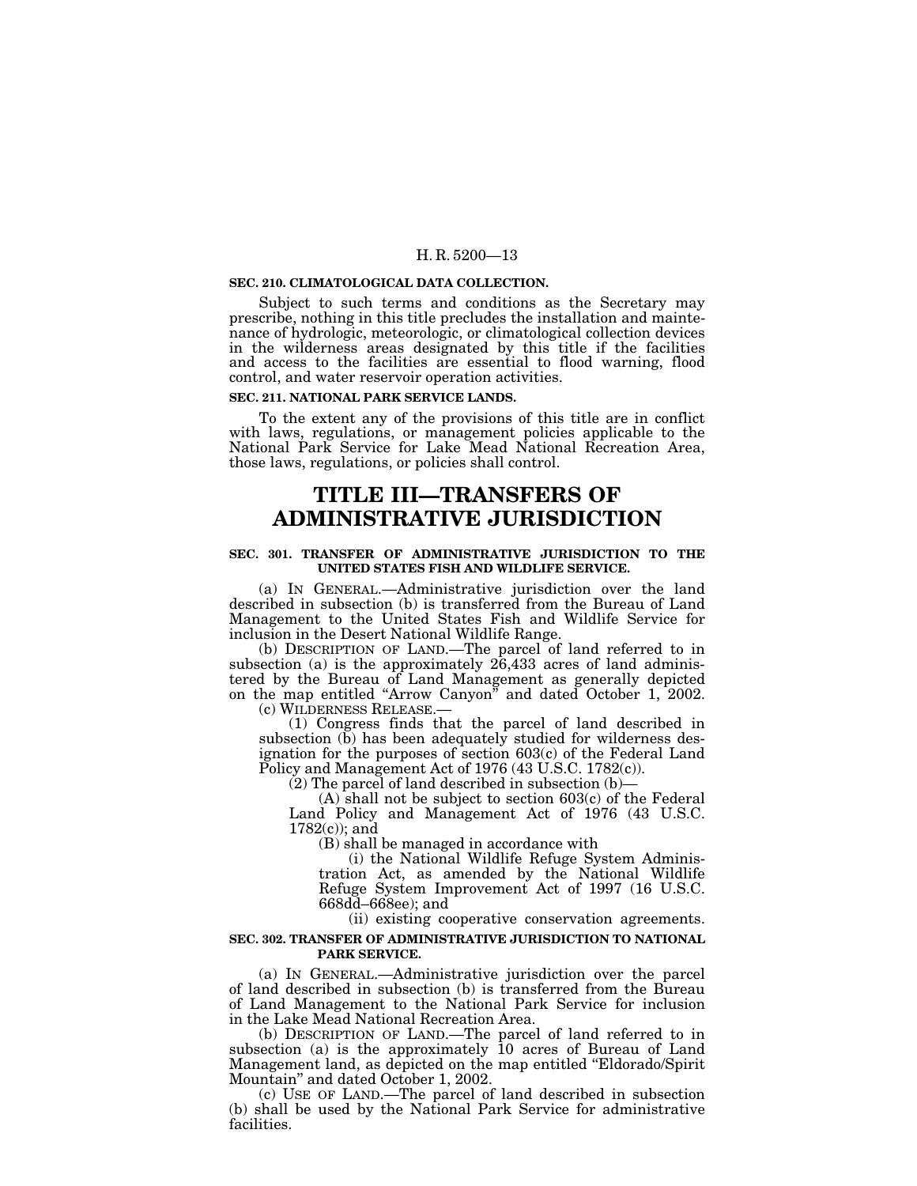**SEC. 210. CLIMATOLOGICAL DATA COLLECTION.**

Subject to such terms and conditions as the Secretary may prescribe, nothing in this title precludes the installation and maintenance of hydrologic, meteorologic, or climatological collection devices in the wilderness areas designated by this title if the facilities and access to the facilities are essential to flood warning, flood control, and water reservoir operation activities.

**SEC. 211. NATIONAL PARK SERVICE LANDS.**

To the extent any of the provisions of this title are in conflict with laws, regulations, or management policies applicable to the National Park Service for Lake Mead National Recreation Area, those laws, regulations, or policies shall control.

# TITLE III—TRANSFERS OF ADMINISTRATIVE JURISDICTION

**SEC. 301. TRANSFER OF ADMINISTRATIVE JURISDICTION TO THE UNITED STATES FISH AND WILDLIFE SERVICE.**

(a) IN GENERAL.—Administrative jurisdiction over the land described in subsection (b) is transferred from the Bureau of Land Management to the United States Fish and Wildlife Service for inclusion in the Desert National Wildlife Range.

(b) DESCRIPTION OF LAND.—The parcel of land referred to in subsection (a) is the approximately 26,433 acres of land administered by the Bureau of Land Management as generally depicted on the map entitled "Arrow Canyon" and dated October 1, 2002.

(c) WILDERNESS RELEASE.—

(1) Congress finds that the parcel of land described in subsection (b) has been adequately studied for wilderness designation for the purposes of section 603(c) of the Federal Land Policy and Management Act of 1976 (43 U.S.C. 1782(c)).

(2) The parcel of land described in subsection (b)—

(A) shall not be subject to section 603(c) of the Federal Land Policy and Management Act of 1976 (43 U.S.C. 1782(c)); and

(B) shall be managed in accordance with

(i) the National Wildlife Refuge System Administration Act, as amended by the National Wildlife Refuge System Improvement Act of 1997 (16 U.S.C. 668dd–668ee); and

(ii) existing cooperative conservation agreements.

**SEC. 302. TRANSFER OF ADMINISTRATIVE JURISDICTION TO NATIONAL PARK SERVICE.**

(a) IN GENERAL.—Administrative jurisdiction over the parcel of land described in subsection (b) is transferred from the Bureau of Land Management to the National Park Service for inclusion in the Lake Mead National Recreation Area.

(b) DESCRIPTION OF LAND.—The parcel of land referred to in subsection (a) is the approximately 10 acres of Bureau of Land Management land, as depicted on the map entitled "Eldorado/Spirit Mountain" and dated October 1, 2002.

(c) USE OF LAND.—The parcel of land described in subsection (b) shall be used by the National Park Service for administrative facilities.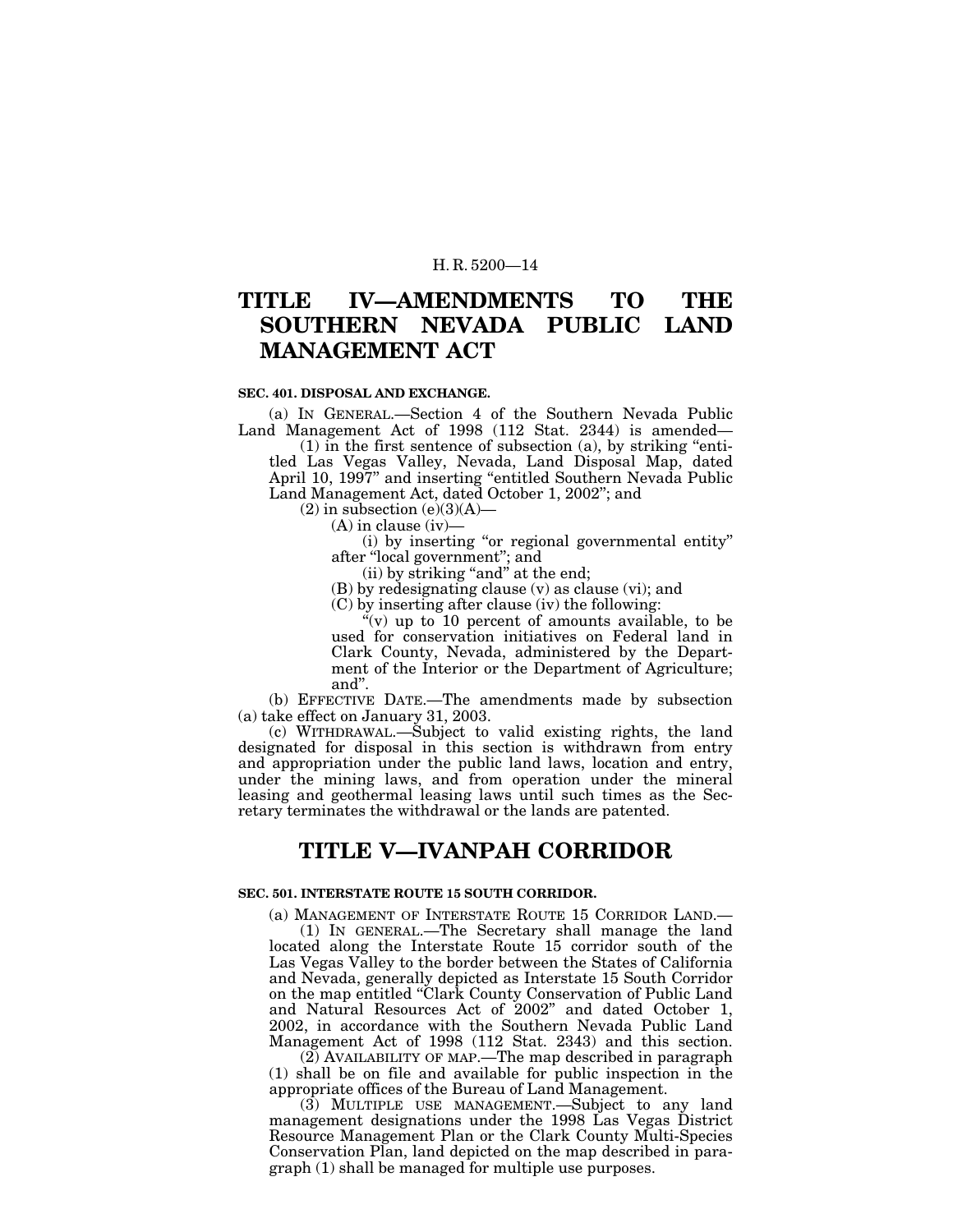# TITLE IV—AMENDMENTS TO THE SOUTHERN NEVADA PUBLIC LAND MANAGEMENT ACT

### SEC. 401. DISPOSAL AND EXCHANGE.

(a) IN GENERAL.—Section 4 of the Southern Nevada Public Land Management Act of 1998 (112 Stat. 2344) is amended—

(1) in the first sentence of subsection (a), by striking "entitled Las Vegas Valley, Nevada, Land Disposal Map, dated April 10, 1997" and inserting "entitled Southern Nevada Public Land Management Act, dated October 1, 2002"; and

(2) in subsection (e)(3)(A)—

(A) in clause (iv)—

(i) by inserting "or regional governmental entity" after "local government"; and

(ii) by striking "and" at the end;

(B) by redesignating clause (v) as clause (vi); and

(C) by inserting after clause (iv) the following:

"(v) up to 10 percent of amounts available, to be used for conservation initiatives on Federal land in Clark County, Nevada, administered by the Department of the Interior or the Department of Agriculture; and".

(b) EFFECTIVE DATE.—The amendments made by subsection (a) take effect on January 31, 2003.

(c) WITHDRAWAL.—Subject to valid existing rights, the land designated for disposal in this section is withdrawn from entry and appropriation under the public land laws, location and entry, under the mining laws, and from operation under the mineral leasing and geothermal leasing laws until such times as the Secretary terminates the withdrawal or the lands are patented.

# TITLE V—IVANPAH CORRIDOR

### SEC. 501. INTERSTATE ROUTE 15 SOUTH CORRIDOR.

(a) MANAGEMENT OF INTERSTATE ROUTE 15 CORRIDOR LAND.—

(1) IN GENERAL.—The Secretary shall manage the land located along the Interstate Route 15 corridor south of the Las Vegas Valley to the border between the States of California and Nevada, generally depicted as Interstate 15 South Corridor on the map entitled "Clark County Conservation of Public Land and Natural Resources Act of 2002" and dated October 1, 2002, in accordance with the Southern Nevada Public Land Management Act of 1998 (112 Stat. 2343) and this section.

(2) AVAILABILITY OF MAP.—The map described in paragraph (1) shall be on file and available for public inspection in the appropriate offices of the Bureau of Land Management.

(3) MULTIPLE USE MANAGEMENT.—Subject to any land management designations under the 1998 Las Vegas District Resource Management Plan or the Clark County Multi-Species Conservation Plan, land depicted on the map described in paragraph (1) shall be managed for multiple use purposes.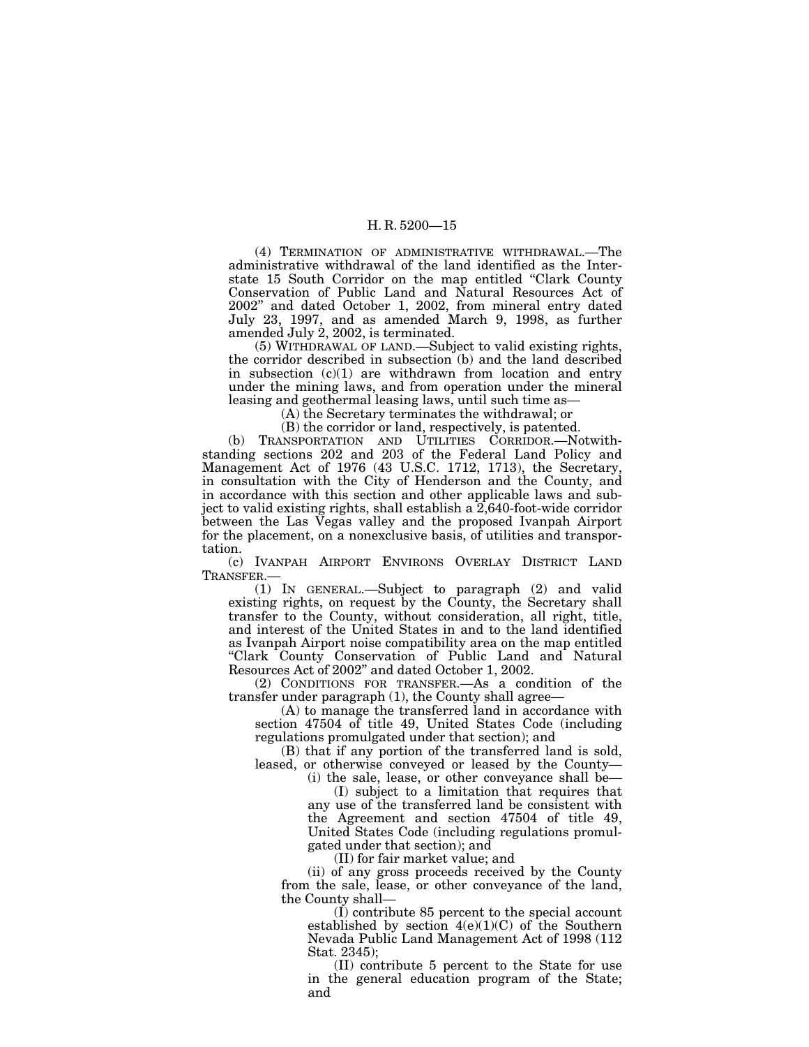(4) Termination of administrative withdrawal.—The administrative withdrawal of the land identified as the Interstate 15 South Corridor on the map entitled "Clark County Conservation of Public Land and Natural Resources Act of 2002" and dated October 1, 2002, from mineral entry dated July 23, 1997, and as amended March 9, 1998, as further amended July 2, 2002, is terminated.

(5) Withdrawal of land.—Subject to valid existing rights, the corridor described in subsection (b) and the land described in subsection (c)(1) are withdrawn from location and entry under the mining laws, and from operation under the mineral leasing and geothermal leasing laws, until such time as—

(A) the Secretary terminates the withdrawal; or

(B) the corridor or land, respectively, is patented.

(b) Transportation and Utilities Corridor.—Notwithstanding sections 202 and 203 of the Federal Land Policy and Management Act of 1976 (43 U.S.C. 1712, 1713), the Secretary, in consultation with the City of Henderson and the County, and in accordance with this section and other applicable laws and subject to valid existing rights, shall establish a 2,640-foot-wide corridor between the Las Vegas valley and the proposed Ivanpah Airport for the placement, on a nonexclusive basis, of utilities and transportation.

(c) Ivanpah Airport Environs Overlay District Land Transfer.—

(1) In general.—Subject to paragraph (2) and valid existing rights, on request by the County, the Secretary shall transfer to the County, without consideration, all right, title, and interest of the United States in and to the land identified as Ivanpah Airport noise compatibility area on the map entitled "Clark County Conservation of Public Land and Natural Resources Act of 2002" and dated October 1, 2002.

(2) Conditions for transfer.—As a condition of the transfer under paragraph (1), the County shall agree—

(A) to manage the transferred land in accordance with section 47504 of title 49, United States Code (including regulations promulgated under that section); and

(B) that if any portion of the transferred land is sold, leased, or otherwise conveyed or leased by the County—

(i) the sale, lease, or other conveyance shall be—

(I) subject to a limitation that requires that any use of the transferred land be consistent with the Agreement and section 47504 of title 49, United States Code (including regulations promulgated under that section); and

(II) for fair market value; and

(ii) of any gross proceeds received by the County from the sale, lease, or other conveyance of the land, the County shall—

(I) contribute 85 percent to the special account established by section 4(e)(1)(C) of the Southern Nevada Public Land Management Act of 1998 (112 Stat. 2345);

(II) contribute 5 percent to the State for use in the general education program of the State; and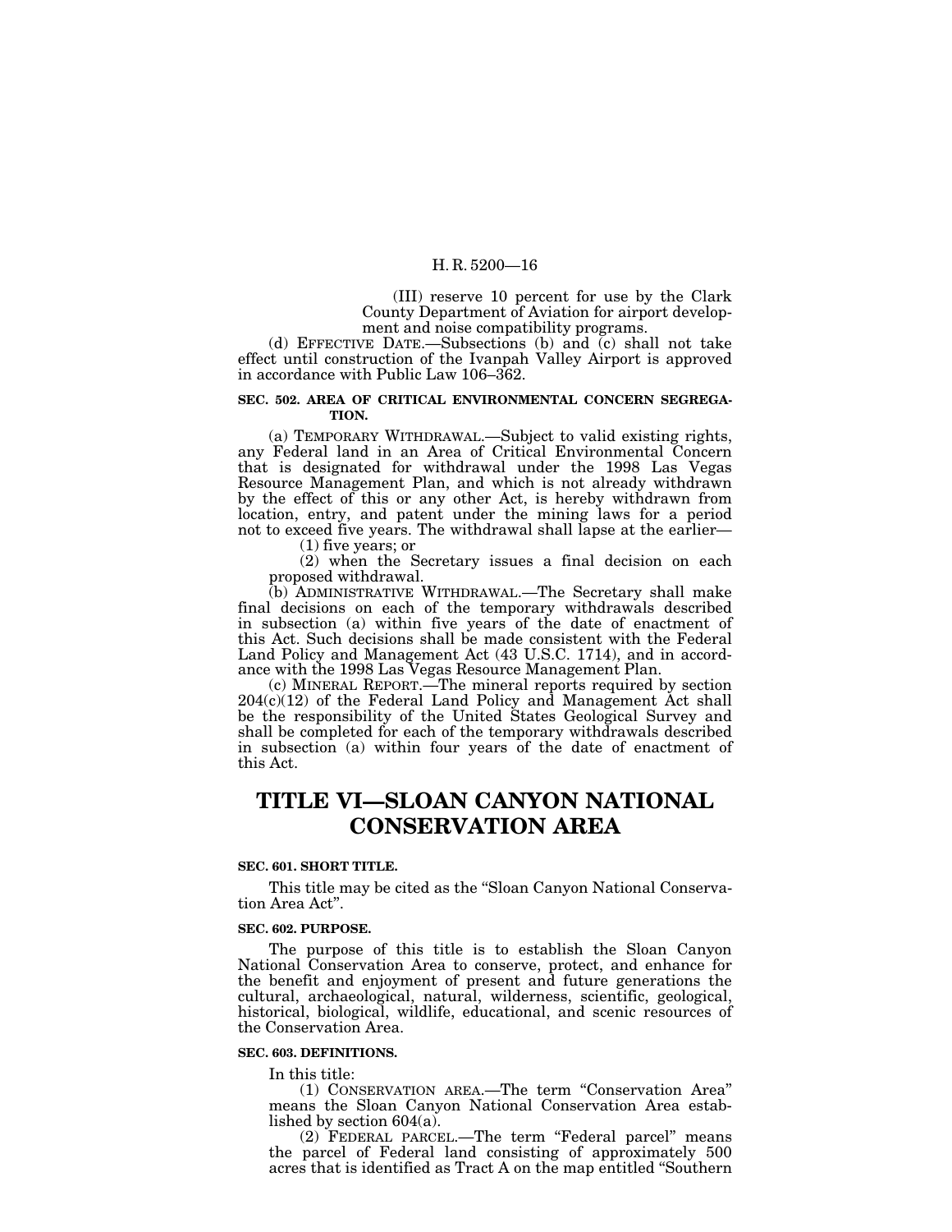(III) reserve 10 percent for use by the Clark County Department of Aviation for airport development and noise compatibility programs.

(d) EFFECTIVE DATE.—Subsections (b) and (c) shall not take effect until construction of the Ivanpah Valley Airport is approved in accordance with Public Law 106–362.

**SEC. 502. AREA OF CRITICAL ENVIRONMENTAL CONCERN SEGREGATION.**

(a) TEMPORARY WITHDRAWAL.—Subject to valid existing rights, any Federal land in an Area of Critical Environmental Concern that is designated for withdrawal under the 1998 Las Vegas Resource Management Plan, and which is not already withdrawn by the effect of this or any other Act, is hereby withdrawn from location, entry, and patent under the mining laws for a period not to exceed five years. The withdrawal shall lapse at the earlier—

(1) five years; or

(2) when the Secretary issues a final decision on each proposed withdrawal.

(b) ADMINISTRATIVE WITHDRAWAL.—The Secretary shall make final decisions on each of the temporary withdrawals described in subsection (a) within five years of the date of enactment of this Act. Such decisions shall be made consistent with the Federal Land Policy and Management Act (43 U.S.C. 1714), and in accordance with the 1998 Las Vegas Resource Management Plan.

(c) MINERAL REPORT.—The mineral reports required by section 204(c)(12) of the Federal Land Policy and Management Act shall be the responsibility of the United States Geological Survey and shall be completed for each of the temporary withdrawals described in subsection (a) within four years of the date of enactment of this Act.

# TITLE VI—SLOAN CANYON NATIONAL CONSERVATION AREA

**SEC. 601. SHORT TITLE.**

This title may be cited as the "Sloan Canyon National Conservation Area Act".

**SEC. 602. PURPOSE.**

The purpose of this title is to establish the Sloan Canyon National Conservation Area to conserve, protect, and enhance for the benefit and enjoyment of present and future generations the cultural, archaeological, natural, wilderness, scientific, geological, historical, biological, wildlife, educational, and scenic resources of the Conservation Area.

**SEC. 603. DEFINITIONS.**

In this title:

(1) CONSERVATION AREA.—The term "Conservation Area" means the Sloan Canyon National Conservation Area established by section 604(a).

(2) FEDERAL PARCEL.—The term "Federal parcel" means the parcel of Federal land consisting of approximately 500 acres that is identified as Tract A on the map entitled "Southern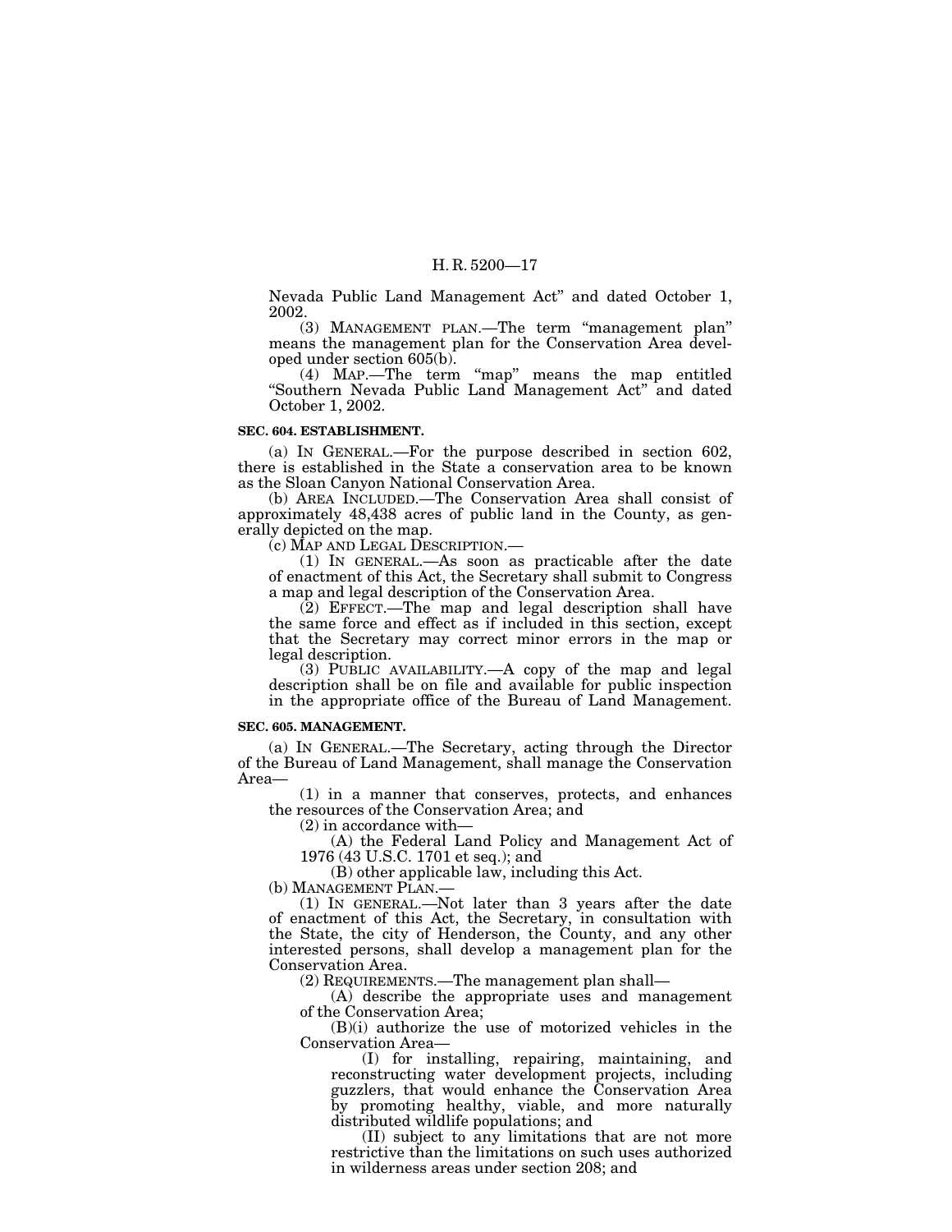Nevada Public Land Management Act" and dated October 1, 2002.

(3) MANAGEMENT PLAN.—The term "management plan" means the management plan for the Conservation Area developed under section 605(b).

(4) MAP.—The term "map" means the map entitled "Southern Nevada Public Land Management Act" and dated October 1, 2002.

**SEC. 604. ESTABLISHMENT.**

(a) IN GENERAL.—For the purpose described in section 602, there is established in the State a conservation area to be known as the Sloan Canyon National Conservation Area.

(b) AREA INCLUDED.—The Conservation Area shall consist of approximately 48,438 acres of public land in the County, as generally depicted on the map.

(c) MAP AND LEGAL DESCRIPTION.—

(1) IN GENERAL.—As soon as practicable after the date of enactment of this Act, the Secretary shall submit to Congress a map and legal description of the Conservation Area.

(2) EFFECT.—The map and legal description shall have the same force and effect as if included in this section, except that the Secretary may correct minor errors in the map or legal description.

(3) PUBLIC AVAILABILITY.—A copy of the map and legal description shall be on file and available for public inspection in the appropriate office of the Bureau of Land Management.

**SEC. 605. MANAGEMENT.**

(a) IN GENERAL.—The Secretary, acting through the Director of the Bureau of Land Management, shall manage the Conservation Area—

(1) in a manner that conserves, protects, and enhances the resources of the Conservation Area; and

(2) in accordance with—

(A) the Federal Land Policy and Management Act of 1976 (43 U.S.C. 1701 et seq.); and

(B) other applicable law, including this Act.

(b) MANAGEMENT PLAN.—

(1) IN GENERAL.—Not later than 3 years after the date of enactment of this Act, the Secretary, in consultation with the State, the city of Henderson, the County, and any other interested persons, shall develop a management plan for the Conservation Area.

(2) REQUIREMENTS.—The management plan shall—

(A) describe the appropriate uses and management of the Conservation Area;

(B)(i) authorize the use of motorized vehicles in the Conservation Area—

(I) for installing, repairing, maintaining, and reconstructing water development projects, including guzzlers, that would enhance the Conservation Area by promoting healthy, viable, and more naturally distributed wildlife populations; and

(II) subject to any limitations that are not more restrictive than the limitations on such uses authorized in wilderness areas under section 208; and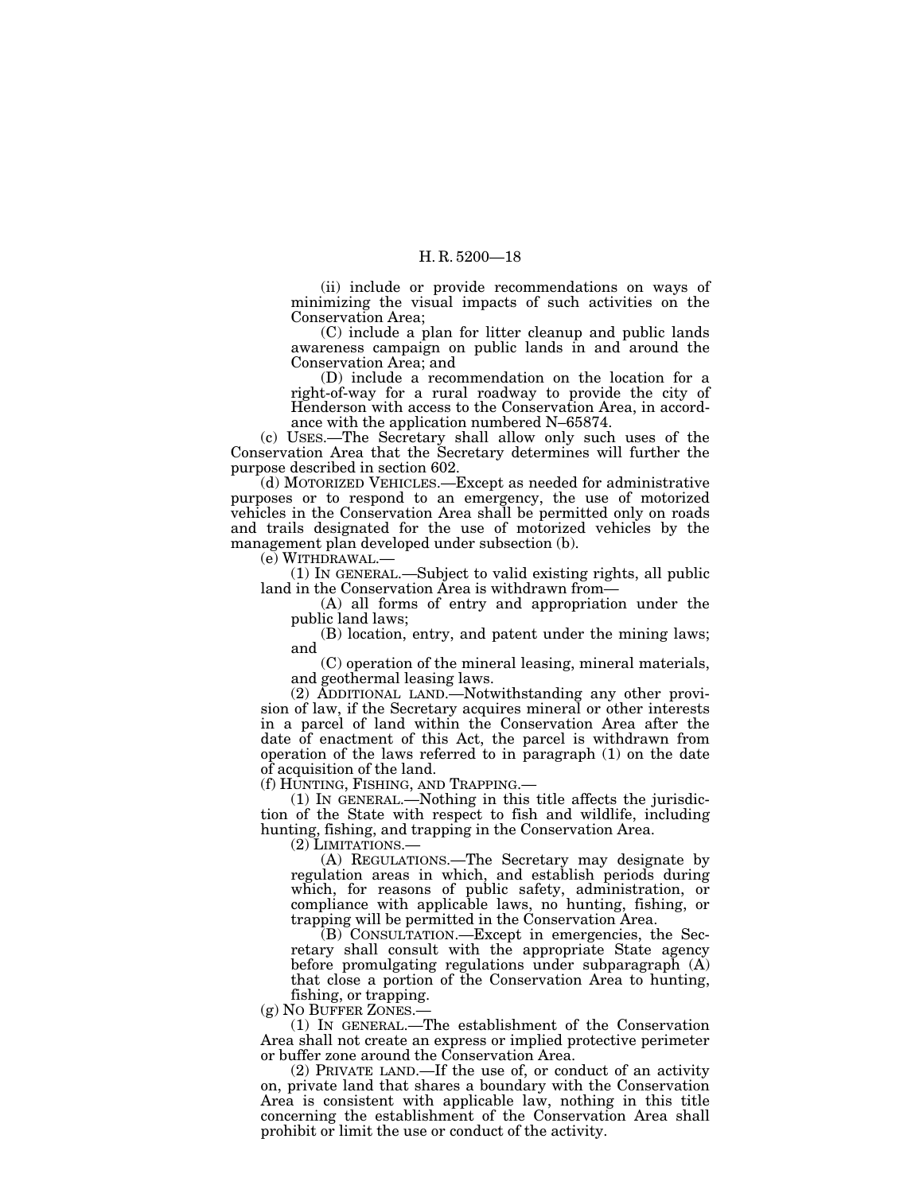(ii) include or provide recommendations on ways of minimizing the visual impacts of such activities on the Conservation Area;

(C) include a plan for litter cleanup and public lands awareness campaign on public lands in and around the Conservation Area; and

(D) include a recommendation on the location for a right-of-way for a rural roadway to provide the city of Henderson with access to the Conservation Area, in accordance with the application numbered N–65874.

(c) USES.—The Secretary shall allow only such uses of the Conservation Area that the Secretary determines will further the purpose described in section 602.

(d) MOTORIZED VEHICLES.—Except as needed for administrative purposes or to respond to an emergency, the use of motorized vehicles in the Conservation Area shall be permitted only on roads and trails designated for the use of motorized vehicles by the management plan developed under subsection (b).

(e) WITHDRAWAL.—

(1) IN GENERAL.—Subject to valid existing rights, all public land in the Conservation Area is withdrawn from—

(A) all forms of entry and appropriation under the public land laws;

(B) location, entry, and patent under the mining laws; and

(C) operation of the mineral leasing, mineral materials, and geothermal leasing laws.

(2) ADDITIONAL LAND.—Notwithstanding any other provision of law, if the Secretary acquires mineral or other interests in a parcel of land within the Conservation Area after the date of enactment of this Act, the parcel is withdrawn from operation of the laws referred to in paragraph (1) on the date of acquisition of the land.

(f) HUNTING, FISHING, AND TRAPPING.—

(1) IN GENERAL.—Nothing in this title affects the jurisdiction of the State with respect to fish and wildlife, including hunting, fishing, and trapping in the Conservation Area.

(2) LIMITATIONS.—

(A) REGULATIONS.—The Secretary may designate by regulation areas in which, and establish periods during which, for reasons of public safety, administration, or compliance with applicable laws, no hunting, fishing, or trapping will be permitted in the Conservation Area.

(B) CONSULTATION.—Except in emergencies, the Secretary shall consult with the appropriate State agency before promulgating regulations under subparagraph (A) that close a portion of the Conservation Area to hunting, fishing, or trapping.

(g) NO BUFFER ZONES.—

(1) IN GENERAL.—The establishment of the Conservation Area shall not create an express or implied protective perimeter or buffer zone around the Conservation Area.

(2) PRIVATE LAND.—If the use of, or conduct of an activity on, private land that shares a boundary with the Conservation Area is consistent with applicable law, nothing in this title concerning the establishment of the Conservation Area shall prohibit or limit the use or conduct of the activity.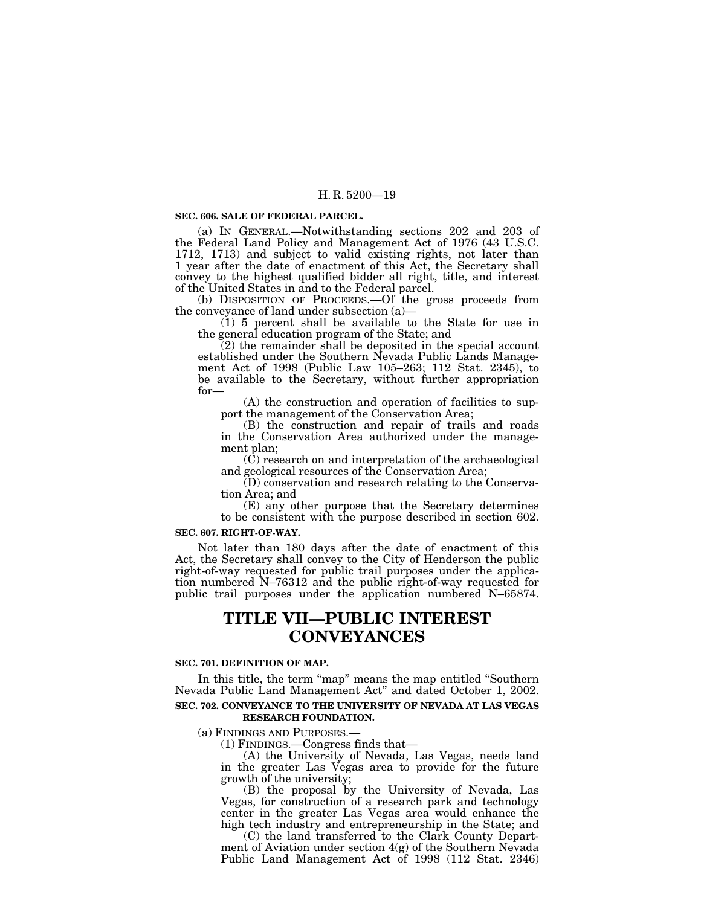**SEC. 606. SALE OF FEDERAL PARCEL.**

(a) IN GENERAL.—Notwithstanding sections 202 and 203 of the Federal Land Policy and Management Act of 1976 (43 U.S.C. 1712, 1713) and subject to valid existing rights, not later than 1 year after the date of enactment of this Act, the Secretary shall convey to the highest qualified bidder all right, title, and interest of the United States in and to the Federal parcel.

(b) DISPOSITION OF PROCEEDS.—Of the gross proceeds from the conveyance of land under subsection (a)—

(1) 5 percent shall be available to the State for use in the general education program of the State; and

(2) the remainder shall be deposited in the special account established under the Southern Nevada Public Lands Management Act of 1998 (Public Law 105–263; 112 Stat. 2345), to be available to the Secretary, without further appropriation for—

(A) the construction and operation of facilities to support the management of the Conservation Area;

(B) the construction and repair of trails and roads in the Conservation Area authorized under the management plan;

(C) research on and interpretation of the archaeological and geological resources of the Conservation Area;

(D) conservation and research relating to the Conservation Area; and

(E) any other purpose that the Secretary determines to be consistent with the purpose described in section 602.

**SEC. 607. RIGHT-OF-WAY.**

Not later than 180 days after the date of enactment of this Act, the Secretary shall convey to the City of Henderson the public right-of-way requested for public trail purposes under the application numbered N–76312 and the public right-of-way requested for public trail purposes under the application numbered N–65874.

# TITLE VII—PUBLIC INTEREST CONVEYANCES

**SEC. 701. DEFINITION OF MAP.**

In this title, the term "map" means the map entitled "Southern Nevada Public Land Management Act" and dated October 1, 2002.

**SEC. 702. CONVEYANCE TO THE UNIVERSITY OF NEVADA AT LAS VEGAS RESEARCH FOUNDATION.**

(a) FINDINGS AND PURPOSES.—

(1) FINDINGS.—Congress finds that—

(A) the University of Nevada, Las Vegas, needs land in the greater Las Vegas area to provide for the future growth of the university;

(B) the proposal by the University of Nevada, Las Vegas, for construction of a research park and technology center in the greater Las Vegas area would enhance the high tech industry and entrepreneurship in the State; and

(C) the land transferred to the Clark County Department of Aviation under section 4(g) of the Southern Nevada Public Land Management Act of 1998 (112 Stat. 2346)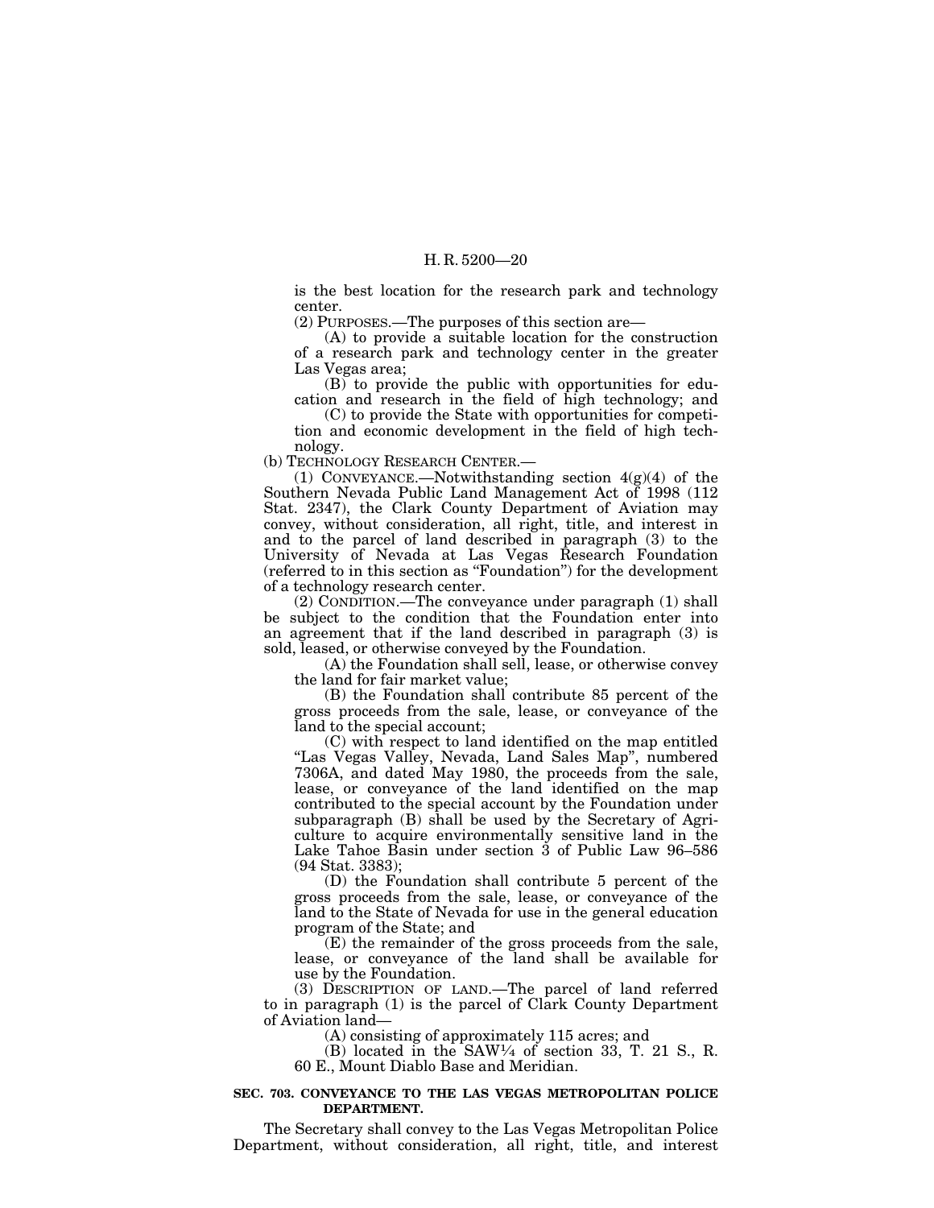is the best location for the research park and technology center.

(2) PURPOSES.—The purposes of this section are—

(A) to provide a suitable location for the construction of a research park and technology center in the greater Las Vegas area;

(B) to provide the public with opportunities for education and research in the field of high technology; and

(C) to provide the State with opportunities for competition and economic development in the field of high technology.

(b) TECHNOLOGY RESEARCH CENTER.—

(1) CONVEYANCE.—Notwithstanding section 4(g)(4) of the Southern Nevada Public Land Management Act of 1998 (112 Stat. 2347), the Clark County Department of Aviation may convey, without consideration, all right, title, and interest in and to the parcel of land described in paragraph (3) to the University of Nevada at Las Vegas Research Foundation (referred to in this section as "Foundation") for the development of a technology research center.

(2) CONDITION.—The conveyance under paragraph (1) shall be subject to the condition that the Foundation enter into an agreement that if the land described in paragraph (3) is sold, leased, or otherwise conveyed by the Foundation.

(A) the Foundation shall sell, lease, or otherwise convey the land for fair market value;

(B) the Foundation shall contribute 85 percent of the gross proceeds from the sale, lease, or conveyance of the land to the special account;

(C) with respect to land identified on the map entitled "Las Vegas Valley, Nevada, Land Sales Map", numbered 7306A, and dated May 1980, the proceeds from the sale, lease, or conveyance of the land identified on the map contributed to the special account by the Foundation under subparagraph (B) shall be used by the Secretary of Agriculture to acquire environmentally sensitive land in the Lake Tahoe Basin under section 3 of Public Law 96–586 (94 Stat. 3383);

(D) the Foundation shall contribute 5 percent of the gross proceeds from the sale, lease, or conveyance of the land to the State of Nevada for use in the general education program of the State; and

(E) the remainder of the gross proceeds from the sale, lease, or conveyance of the land shall be available for use by the Foundation.

(3) DESCRIPTION OF LAND.—The parcel of land referred to in paragraph (1) is the parcel of Clark County Department of Aviation land—

(A) consisting of approximately 115 acres; and

(B) located in the SAW¼ of section 33, T. 21 S., R. 60 E., Mount Diablo Base and Meridian.

### SEC. 703. CONVEYANCE TO THE LAS VEGAS METROPOLITAN POLICE DEPARTMENT.

The Secretary shall convey to the Las Vegas Metropolitan Police Department, without consideration, all right, title, and interest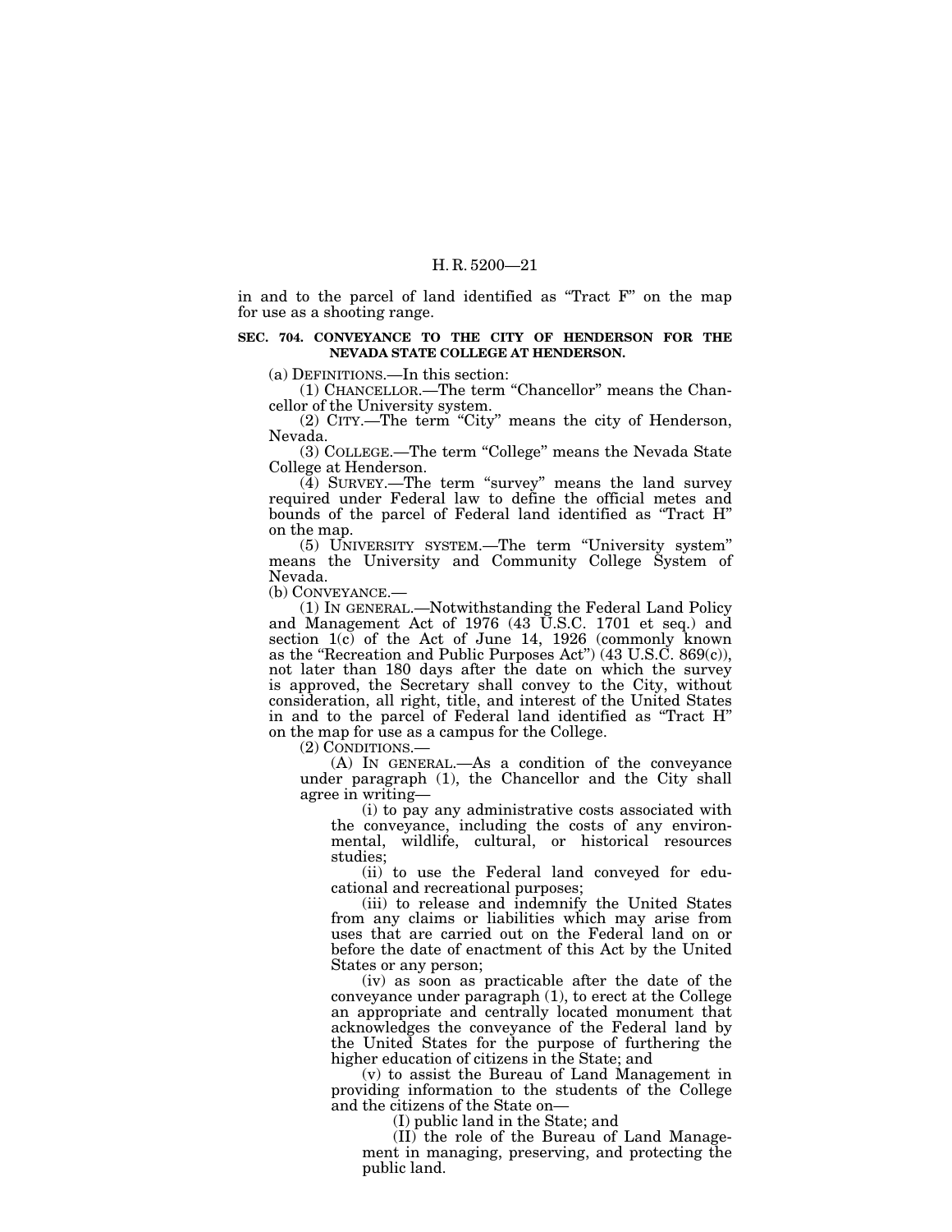in and to the parcel of land identified as "Tract F" on the map for use as a shooting range.

### SEC. 704. CONVEYANCE TO THE CITY OF HENDERSON FOR THE NEVADA STATE COLLEGE AT HENDERSON.

(a) DEFINITIONS.—In this section:

(1) CHANCELLOR.—The term "Chancellor" means the Chancellor of the University system.

(2) CITY.—The term "City" means the city of Henderson, Nevada.

(3) COLLEGE.—The term "College" means the Nevada State College at Henderson.

(4) SURVEY.—The term "survey" means the land survey required under Federal law to define the official metes and bounds of the parcel of Federal land identified as "Tract H" on the map.

(5) UNIVERSITY SYSTEM.—The term "University system" means the University and Community College System of Nevada.

(b) CONVEYANCE.—

(1) IN GENERAL.—Notwithstanding the Federal Land Policy and Management Act of 1976 (43 U.S.C. 1701 et seq.) and section 1(c) of the Act of June 14, 1926 (commonly known as the "Recreation and Public Purposes Act") (43 U.S.C. 869(c)), not later than 180 days after the date on which the survey is approved, the Secretary shall convey to the City, without consideration, all right, title, and interest of the United States in and to the parcel of Federal land identified as "Tract H" on the map for use as a campus for the College.

(2) CONDITIONS.—

(A) IN GENERAL.—As a condition of the conveyance under paragraph (1), the Chancellor and the City shall agree in writing—

(i) to pay any administrative costs associated with the conveyance, including the costs of any environmental, wildlife, cultural, or historical resources studies;

(ii) to use the Federal land conveyed for educational and recreational purposes;

(iii) to release and indemnify the United States from any claims or liabilities which may arise from uses that are carried out on the Federal land on or before the date of enactment of this Act by the United States or any person;

(iv) as soon as practicable after the date of the conveyance under paragraph (1), to erect at the College an appropriate and centrally located monument that acknowledges the conveyance of the Federal land by the United States for the purpose of furthering the higher education of citizens in the State; and

(v) to assist the Bureau of Land Management in providing information to the students of the College and the citizens of the State on—

(I) public land in the State; and

(II) the role of the Bureau of Land Management in managing, preserving, and protecting the public land.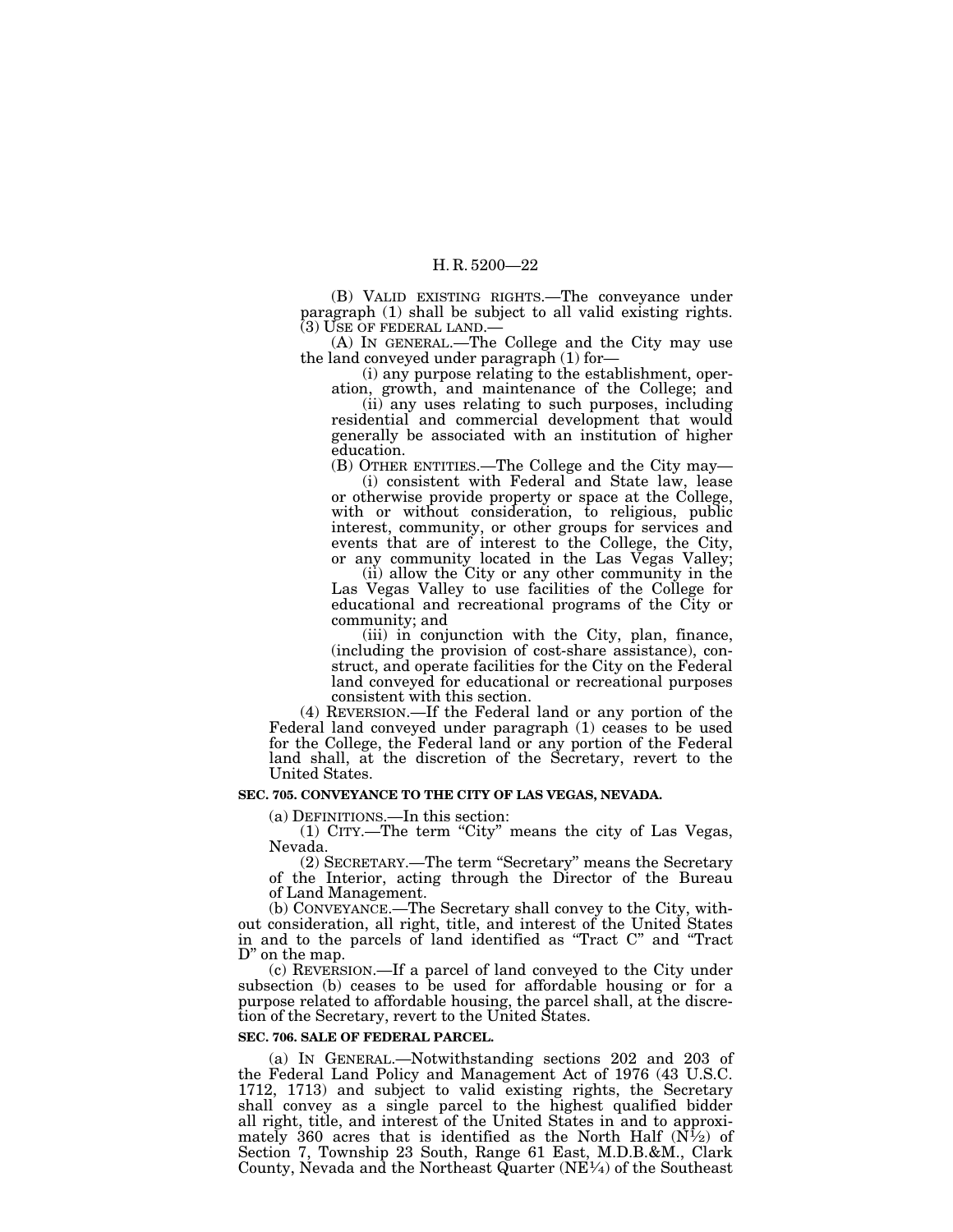(B) VALID EXISTING RIGHTS.—The conveyance under paragraph (1) shall be subject to all valid existing rights.

(3) USE OF FEDERAL LAND.—

(A) IN GENERAL.—The College and the City may use the land conveyed under paragraph (1) for—

(i) any purpose relating to the establishment, operation, growth, and maintenance of the College; and

(ii) any uses relating to such purposes, including residential and commercial development that would generally be associated with an institution of higher education.

(B) OTHER ENTITIES.—The College and the City may—

(i) consistent with Federal and State law, lease or otherwise provide property or space at the College, with or without consideration, to religious, public interest, community, or other groups for services and events that are of interest to the College, the City, or any community located in the Las Vegas Valley;

(ii) allow the City or any other community in the Las Vegas Valley to use facilities of the College for educational and recreational programs of the City or community; and

(iii) in conjunction with the City, plan, finance, (including the provision of cost-share assistance), construct, and operate facilities for the City on the Federal land conveyed for educational or recreational purposes consistent with this section.

(4) REVERSION.—If the Federal land or any portion of the Federal land conveyed under paragraph (1) ceases to be used for the College, the Federal land or any portion of the Federal land shall, at the discretion of the Secretary, revert to the United States.

**SEC. 705. CONVEYANCE TO THE CITY OF LAS VEGAS, NEVADA.**

(a) DEFINITIONS.—In this section:

(1) CITY.—The term "City" means the city of Las Vegas, Nevada.

(2) SECRETARY.—The term "Secretary" means the Secretary of the Interior, acting through the Director of the Bureau of Land Management.

(b) CONVEYANCE.—The Secretary shall convey to the City, without consideration, all right, title, and interest of the United States in and to the parcels of land identified as "Tract C" and "Tract D" on the map.

(c) REVERSION.—If a parcel of land conveyed to the City under subsection (b) ceases to be used for affordable housing or for a purpose related to affordable housing, the parcel shall, at the discretion of the Secretary, revert to the United States.

**SEC. 706. SALE OF FEDERAL PARCEL.**

(a) IN GENERAL.—Notwithstanding sections 202 and 203 of the Federal Land Policy and Management Act of 1976 (43 U.S.C. 1712, 1713) and subject to valid existing rights, the Secretary shall convey as a single parcel to the highest qualified bidder all right, title, and interest of the United States in and to approximately 360 acres that is identified as the North Half (N½) of Section 7, Township 23 South, Range 61 East, M.D.B.&M., Clark County, Nevada and the Northeast Quarter (NE¼) of the Southeast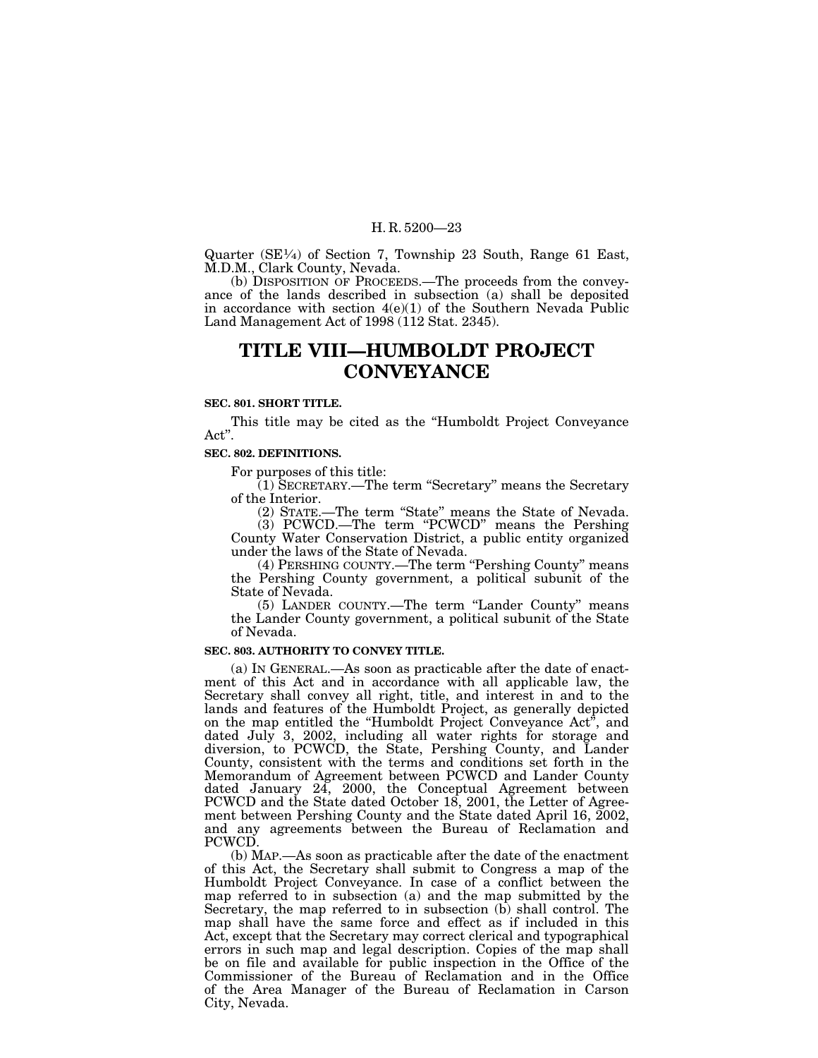Quarter (SE¼) of Section 7, Township 23 South, Range 61 East, M.D.M., Clark County, Nevada.

(b) DISPOSITION OF PROCEEDS.—The proceeds from the conveyance of the lands described in subsection (a) shall be deposited in accordance with section 4(e)(1) of the Southern Nevada Public Land Management Act of 1998 (112 Stat. 2345).

# TITLE VIII—HUMBOLDT PROJECT CONVEYANCE

### SEC. 801. SHORT TITLE.

This title may be cited as the "Humboldt Project Conveyance Act".

### SEC. 802. DEFINITIONS.

For purposes of this title:

(1) SECRETARY.—The term "Secretary" means the Secretary of the Interior.

(2) STATE.—The term "State" means the State of Nevada.

(3) PCWCD.—The term "PCWCD" means the Pershing County Water Conservation District, a public entity organized under the laws of the State of Nevada.

(4) PERSHING COUNTY.—The term "Pershing County" means the Pershing County government, a political subunit of the State of Nevada.

(5) LANDER COUNTY.—The term "Lander County" means the Lander County government, a political subunit of the State of Nevada.

### SEC. 803. AUTHORITY TO CONVEY TITLE.

(a) IN GENERAL.—As soon as practicable after the date of enactment of this Act and in accordance with all applicable law, the Secretary shall convey all right, title, and interest in and to the lands and features of the Humboldt Project, as generally depicted on the map entitled the "Humboldt Project Conveyance Act", and dated July 3, 2002, including all water rights for storage and diversion, to PCWCD, the State, Pershing County, and Lander County, consistent with the terms and conditions set forth in the Memorandum of Agreement between PCWCD and Lander County dated January 24, 2000, the Conceptual Agreement between PCWCD and the State dated October 18, 2001, the Letter of Agreement between Pershing County and the State dated April 16, 2002, and any agreements between the Bureau of Reclamation and PCWCD.

(b) MAP.—As soon as practicable after the date of the enactment of this Act, the Secretary shall submit to Congress a map of the Humboldt Project Conveyance. In case of a conflict between the map referred to in subsection (a) and the map submitted by the Secretary, the map referred to in subsection (b) shall control. The map shall have the same force and effect as if included in this Act, except that the Secretary may correct clerical and typographical errors in such map and legal description. Copies of the map shall be on file and available for public inspection in the Office of the Commissioner of the Bureau of Reclamation and in the Office of the Area Manager of the Bureau of Reclamation in Carson City, Nevada.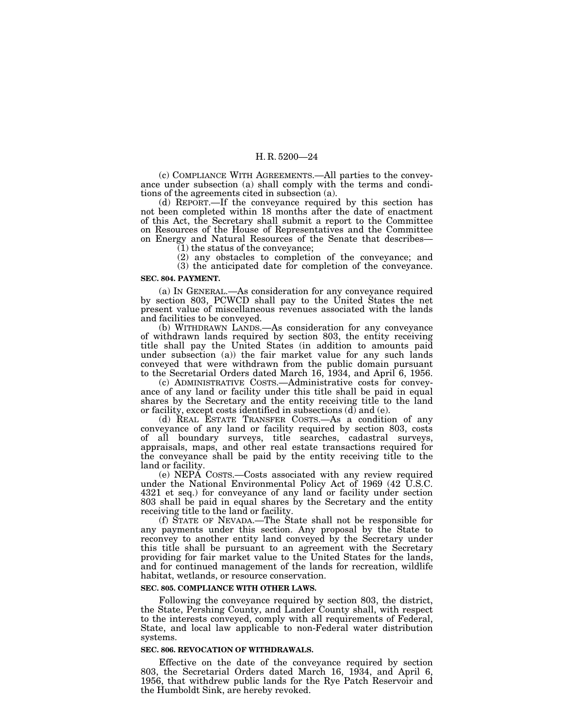(c) COMPLIANCE WITH AGREEMENTS.—All parties to the conveyance under subsection (a) shall comply with the terms and conditions of the agreements cited in subsection (a).

(d) REPORT.—If the conveyance required by this section has not been completed within 18 months after the date of enactment of this Act, the Secretary shall submit a report to the Committee on Resources of the House of Representatives and the Committee on Energy and Natural Resources of the Senate that describes—

(1) the status of the conveyance;

(2) any obstacles to completion of the conveyance; and

(3) the anticipated date for completion of the conveyance.

**SEC. 804. PAYMENT.**

(a) IN GENERAL.—As consideration for any conveyance required by section 803, PCWCD shall pay to the United States the net present value of miscellaneous revenues associated with the lands and facilities to be conveyed.

(b) WITHDRAWN LANDS.—As consideration for any conveyance of withdrawn lands required by section 803, the entity receiving title shall pay the United States (in addition to amounts paid under subsection (a)) the fair market value for any such lands conveyed that were withdrawn from the public domain pursuant to the Secretarial Orders dated March 16, 1934, and April 6, 1956.

(c) ADMINISTRATIVE COSTS.—Administrative costs for conveyance of any land or facility under this title shall be paid in equal shares by the Secretary and the entity receiving title to the land or facility, except costs identified in subsections (d) and (e).

(d) REAL ESTATE TRANSFER COSTS.—As a condition of any conveyance of any land or facility required by section 803, costs of all boundary surveys, title searches, cadastral surveys, appraisals, maps, and other real estate transactions required for the conveyance shall be paid by the entity receiving title to the land or facility.

(e) NEPA COSTS.—Costs associated with any review required under the National Environmental Policy Act of 1969 (42 U.S.C. 4321 et seq.) for conveyance of any land or facility under section 803 shall be paid in equal shares by the Secretary and the entity receiving title to the land or facility.

(f) STATE OF NEVADA.—The State shall not be responsible for any payments under this section. Any proposal by the State to reconvey to another entity land conveyed by the Secretary under this title shall be pursuant to an agreement with the Secretary providing for fair market value to the United States for the lands, and for continued management of the lands for recreation, wildlife habitat, wetlands, or resource conservation.

**SEC. 805. COMPLIANCE WITH OTHER LAWS.**

Following the conveyance required by section 803, the district, the State, Pershing County, and Lander County shall, with respect to the interests conveyed, comply with all requirements of Federal, State, and local law applicable to non-Federal water distribution systems.

**SEC. 806. REVOCATION OF WITHDRAWALS.**

Effective on the date of the conveyance required by section 803, the Secretarial Orders dated March 16, 1934, and April 6, 1956, that withdrew public lands for the Rye Patch Reservoir and the Humboldt Sink, are hereby revoked.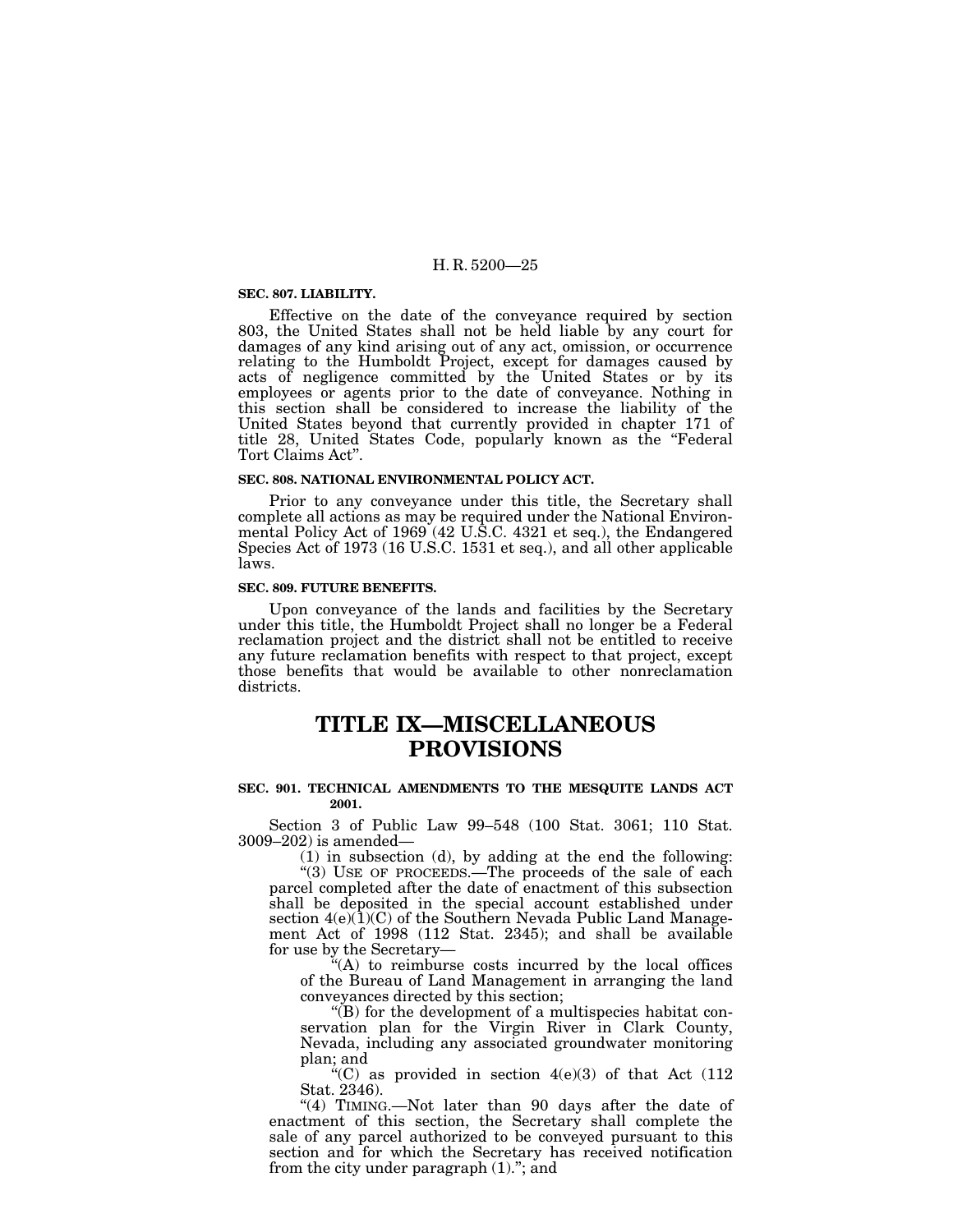**SEC. 807. LIABILITY.**

Effective on the date of the conveyance required by section 803, the United States shall not be held liable by any court for damages of any kind arising out of any act, omission, or occurrence relating to the Humboldt Project, except for damages caused by acts of negligence committed by the United States or by its employees or agents prior to the date of conveyance. Nothing in this section shall be considered to increase the liability of the United States beyond that currently provided in chapter 171 of title 28, United States Code, popularly known as the "Federal Tort Claims Act".

**SEC. 808. NATIONAL ENVIRONMENTAL POLICY ACT.**

Prior to any conveyance under this title, the Secretary shall complete all actions as may be required under the National Environmental Policy Act of 1969 (42 U.S.C. 4321 et seq.), the Endangered Species Act of 1973 (16 U.S.C. 1531 et seq.), and all other applicable laws.

**SEC. 809. FUTURE BENEFITS.**

Upon conveyance of the lands and facilities by the Secretary under this title, the Humboldt Project shall no longer be a Federal reclamation project and the district shall not be entitled to receive any future reclamation benefits with respect to that project, except those benefits that would be available to other nonreclamation districts.

# TITLE IX—MISCELLANEOUS PROVISIONS

**SEC. 901. TECHNICAL AMENDMENTS TO THE MESQUITE LANDS ACT 2001.**

Section 3 of Public Law 99–548 (100 Stat. 3061; 110 Stat. 3009–202) is amended—

(1) in subsection (d), by adding at the end the following:

"(3) USE OF PROCEEDS.—The proceeds of the sale of each parcel completed after the date of enactment of this subsection shall be deposited in the special account established under section 4(e)(1)(C) of the Southern Nevada Public Land Management Act of 1998 (112 Stat. 2345); and shall be available for use by the Secretary—

"(A) to reimburse costs incurred by the local offices of the Bureau of Land Management in arranging the land conveyances directed by this section;

"(B) for the development of a multispecies habitat conservation plan for the Virgin River in Clark County, Nevada, including any associated groundwater monitoring plan; and

"(C) as provided in section 4(e)(3) of that Act (112 Stat. 2346).

"(4) TIMING.—Not later than 90 days after the date of enactment of this section, the Secretary shall complete the sale of any parcel authorized to be conveyed pursuant to this section and for which the Secretary has received notification from the city under paragraph (1)."; and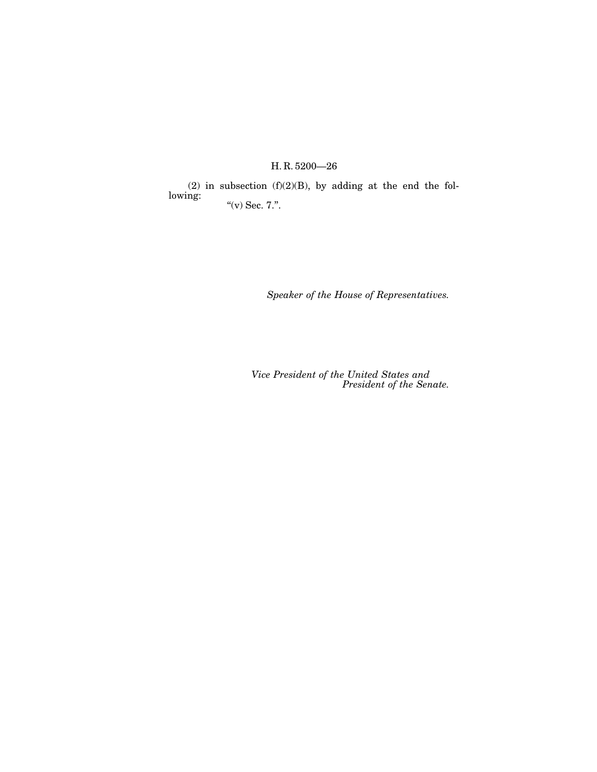(2) in subsection (f)(2)(B), by adding at the end the following:

"(v) Sec. 7.".

*Speaker of the House of Representatives.*

*Vice President of the United States and President of the Senate.*